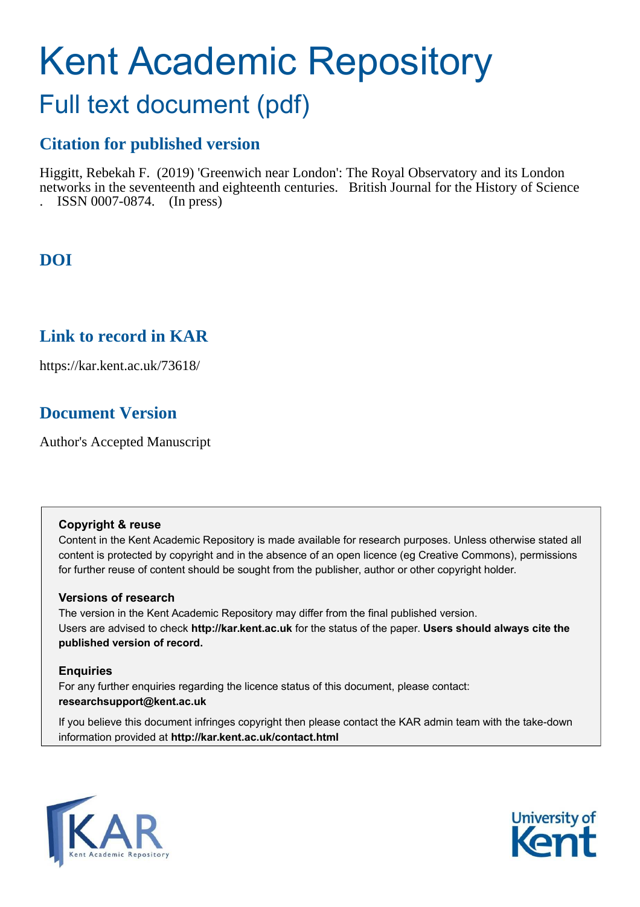# Kent Academic Repository

## Full text document (pdf)

### Citation for published version

Higgitt, Rebekah F. (2019) 'Greenwich near London': The Royal Observatory and its London networks in the seventeenth and eighteenth centuries. British Journal for the History of Science . ISSN 0007-0874. (In press)

### DOI

### Link to record in KAR

https://kar.kent.ac.uk/73618/

### Document Version

Author's Accepted Manuscript

**Copyright & reuse**

Content in the Kent Academic Repository is made available for research purposes. Unless otherwise stated all content is protected by copyright and in the absence of an open licence (eg Creative Commons), permissions for further reuse of content should be sought from the publisher, author or other copyright holder.

**Versions of research**

The version in the Kent Academic Repository may differ from the final published version. Users are advised to check **http://kar.kent.ac.uk** for the status of the paper. **Users should always cite the published version of record.**

**Enquiries**

For any further enquiries regarding the licence status of this document, please contact: **researchsupport@kent.ac.uk**

If you believe this document infringes copyright then please contact the KAR admin team with the take-down information provided at **http://kar.kent.ac.uk/contact.html**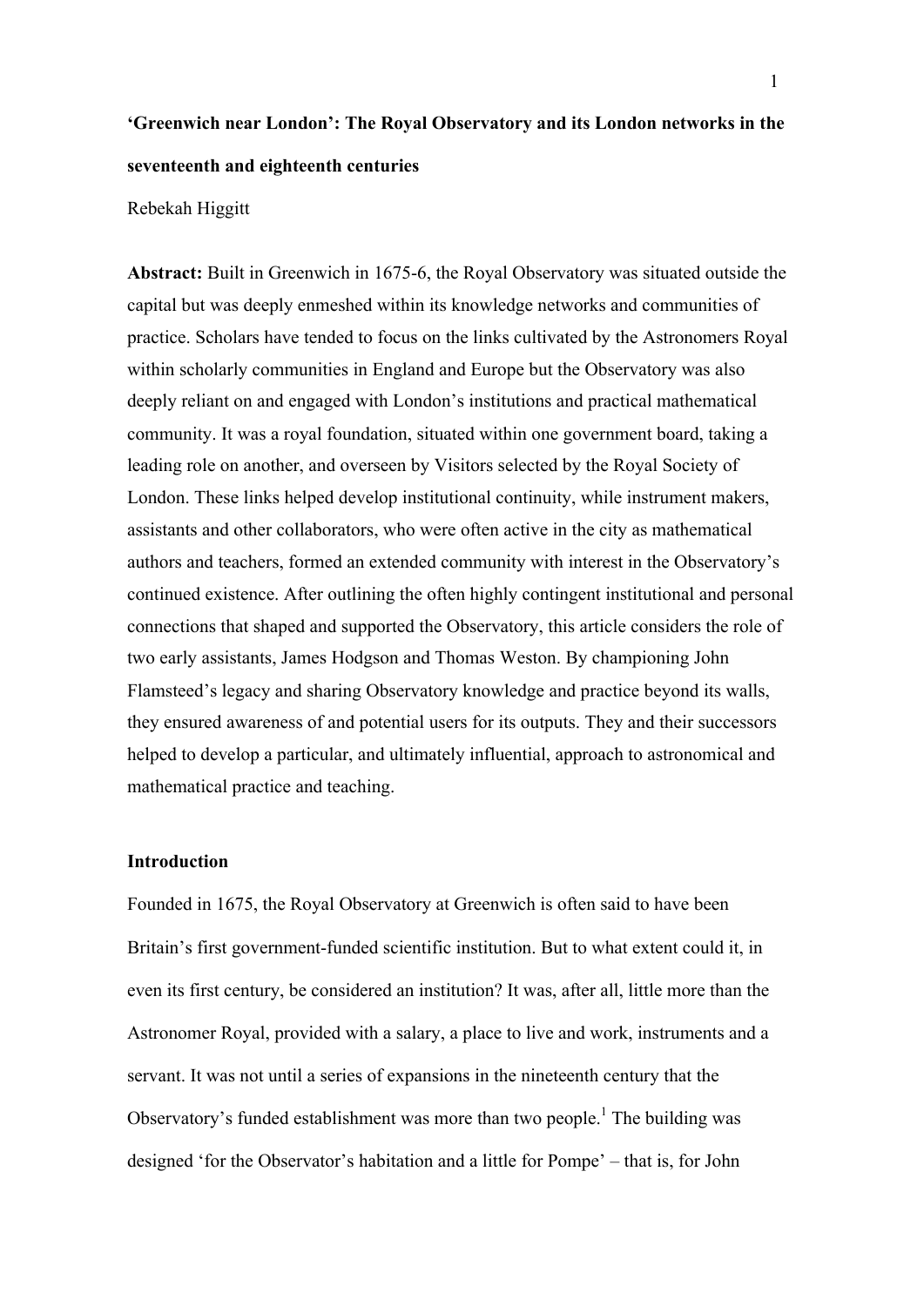**'Greenwich near London': The Royal Observatory and its London networks in the seventeenth and eighteenth centuries**

Rebekah Higgitt

**Abstract:** Built in Greenwich in 1675-6, the Royal Observatory was situated outside the capital but was deeply enmeshed within its knowledge networks and communities of practice. Scholars have tended to focus on the links cultivated by the Astronomers Royal within scholarly communities in England and Europe but the Observatory was also deeply reliant on and engaged with London's institutions and practical mathematical community. It was a royal foundation, situated within one government board, taking a leading role on another, and overseen by Visitors selected by the Royal Society of London. These links helped develop institutional continuity, while instrument makers, assistants and other collaborators, who were often active in the city as mathematical authors and teachers, formed an extended community with interest in the Observatory's continued existence. After outlining the often highly contingent institutional and personal connections that shaped and supported the Observatory, this article considers the role of two early assistants, James Hodgson and Thomas Weston. By championing John Flamsteed's legacy and sharing Observatory knowledge and practice beyond its walls, they ensured awareness of and potential users for its outputs. They and their successors helped to develop a particular, and ultimately influential, approach to astronomical and mathematical practice and teaching.

## Introduction

Founded in 1675, the Royal Observatory at Greenwich is often said to have been Britain's first government-funded scientific institution. But to what extent could it, in even its first century, be considered an institution? It was, after all, little more than the Astronomer Royal, provided with a salary, a place to live and work, instruments and a servant. It was not until a series of expansions in the nineteenth century that the Observatory's funded establishment was more than two people.[1] The building was designed 'for the Observator's habitation and a little for Pompe' – that is, for John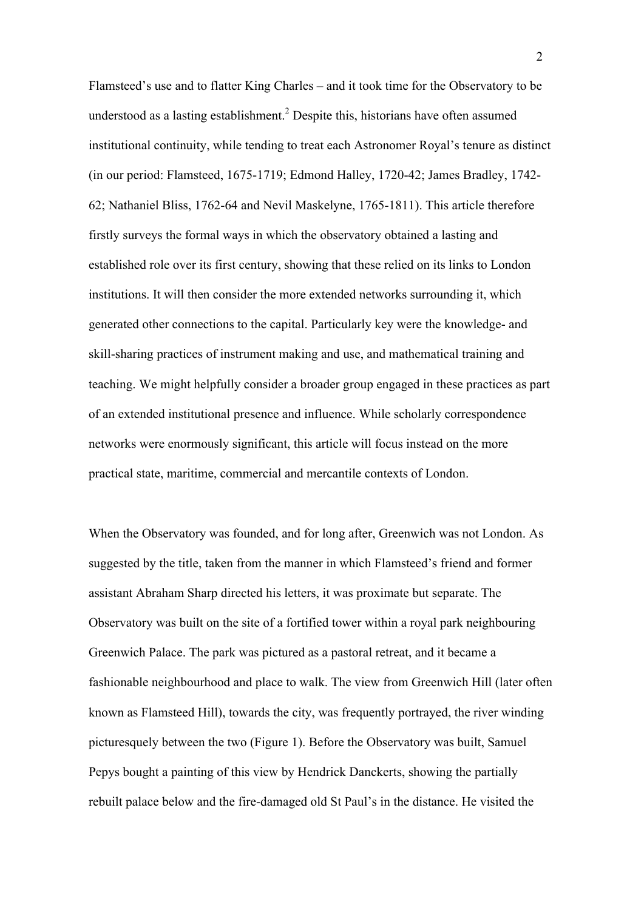Flamsteed's use and to flatter King Charles – and it took time for the Observatory to be understood as a lasting establishment.[2] Despite this, historians have often assumed institutional continuity, while tending to treat each Astronomer Royal's tenure as distinct (in our period: Flamsteed, 1675-1719; Edmond Halley, 1720-42; James Bradley, 1742-62; Nathaniel Bliss, 1762-64 and Nevil Maskelyne, 1765-1811). This article therefore firstly surveys the formal ways in which the observatory obtained a lasting and established role over its first century, showing that these relied on its links to London institutions. It will then consider the more extended networks surrounding it, which generated other connections to the capital. Particularly key were the knowledge- and skill-sharing practices of instrument making and use, and mathematical training and teaching. We might helpfully consider a broader group engaged in these practices as part of an extended institutional presence and influence. While scholarly correspondence networks were enormously significant, this article will focus instead on the more practical state, maritime, commercial and mercantile contexts of London.

When the Observatory was founded, and for long after, Greenwich was not London. As suggested by the title, taken from the manner in which Flamsteed's friend and former assistant Abraham Sharp directed his letters, it was proximate but separate. The Observatory was built on the site of a fortified tower within a royal park neighbouring Greenwich Palace. The park was pictured as a pastoral retreat, and it became a fashionable neighbourhood and place to walk. The view from Greenwich Hill (later often known as Flamsteed Hill), towards the city, was frequently portrayed, the river winding picturesquely between the two (Figure 1). Before the Observatory was built, Samuel Pepys bought a painting of this view by Hendrick Danckerts, showing the partially rebuilt palace below and the fire-damaged old St Paul's in the distance. He visited the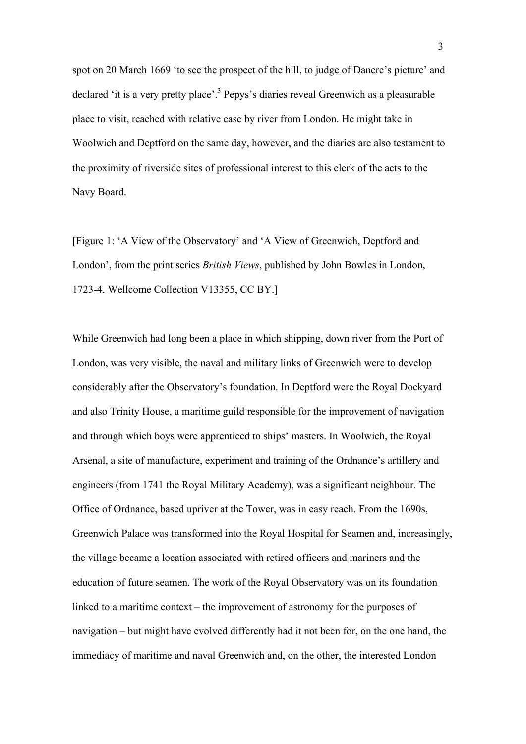spot on 20 March 1669 'to see the prospect of the hill, to judge of Dancre's picture' and declared 'it is a very pretty place'.[3] Pepys's diaries reveal Greenwich as a pleasurable place to visit, reached with relative ease by river from London. He might take in Woolwich and Deptford on the same day, however, and the diaries are also testament to the proximity of riverside sites of professional interest to this clerk of the acts to the Navy Board.

[Figure 1: 'A View of the Observatory' and 'A View of Greenwich, Deptford and London', from the print series *British Views*, published by John Bowles in London, 1723-4. Wellcome Collection V13355, CC BY.]

While Greenwich had long been a place in which shipping, down river from the Port of London, was very visible, the naval and military links of Greenwich were to develop considerably after the Observatory's foundation. In Deptford were the Royal Dockyard and also Trinity House, a maritime guild responsible for the improvement of navigation and through which boys were apprenticed to ships' masters. In Woolwich, the Royal Arsenal, a site of manufacture, experiment and training of the Ordnance's artillery and engineers (from 1741 the Royal Military Academy), was a significant neighbour. The Office of Ordnance, based upriver at the Tower, was in easy reach. From the 1690s, Greenwich Palace was transformed into the Royal Hospital for Seamen and, increasingly, the village became a location associated with retired officers and mariners and the education of future seamen. The work of the Royal Observatory was on its foundation linked to a maritime context – the improvement of astronomy for the purposes of navigation – but might have evolved differently had it not been for, on the one hand, the immediacy of maritime and naval Greenwich and, on the other, the interested London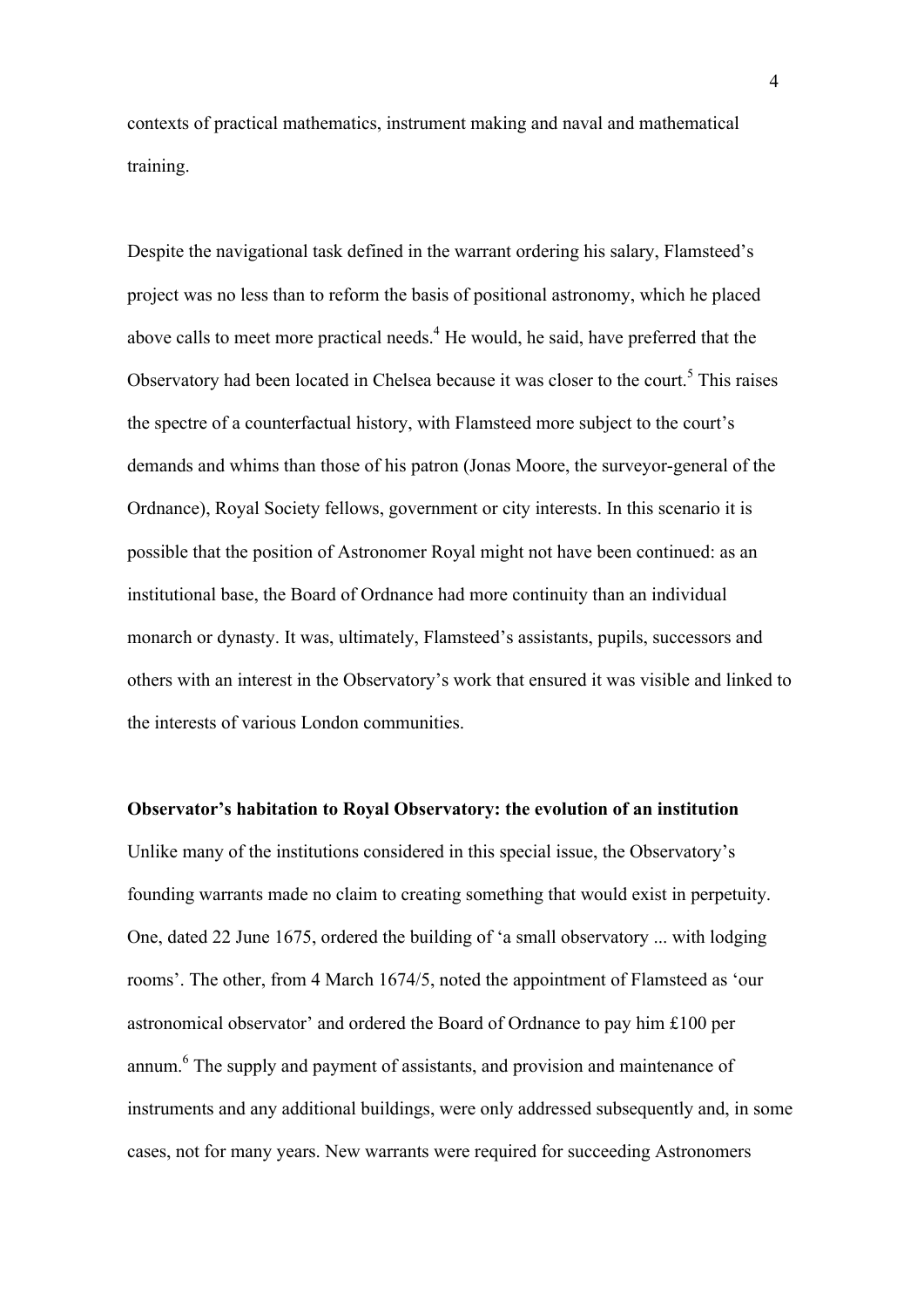contexts of practical mathematics, instrument making and naval and mathematical training.

Despite the navigational task defined in the warrant ordering his salary, Flamsteed's project was no less than to reform the basis of positional astronomy, which he placed above calls to meet more practical needs.[4] He would, he said, have preferred that the Observatory had been located in Chelsea because it was closer to the court.[5] This raises the spectre of a counterfactual history, with Flamsteed more subject to the court's demands and whims than those of his patron (Jonas Moore, the surveyor-general of the Ordnance), Royal Society fellows, government or city interests. In this scenario it is possible that the position of Astronomer Royal might not have been continued: as an institutional base, the Board of Ordnance had more continuity than an individual monarch or dynasty. It was, ultimately, Flamsteed's assistants, pupils, successors and others with an interest in the Observatory's work that ensured it was visible and linked to the interests of various London communities.

**Observator's habitation to Royal Observatory: the evolution of an institution**

Unlike many of the institutions considered in this special issue, the Observatory's founding warrants made no claim to creating something that would exist in perpetuity. One, dated 22 June 1675, ordered the building of 'a small observatory ... with lodging rooms'. The other, from 4 March 1674/5, noted the appointment of Flamsteed as 'our astronomical observator' and ordered the Board of Ordnance to pay him £100 per annum.[6] The supply and payment of assistants, and provision and maintenance of instruments and any additional buildings, were only addressed subsequently and, in some cases, not for many years. New warrants were required for succeeding Astronomers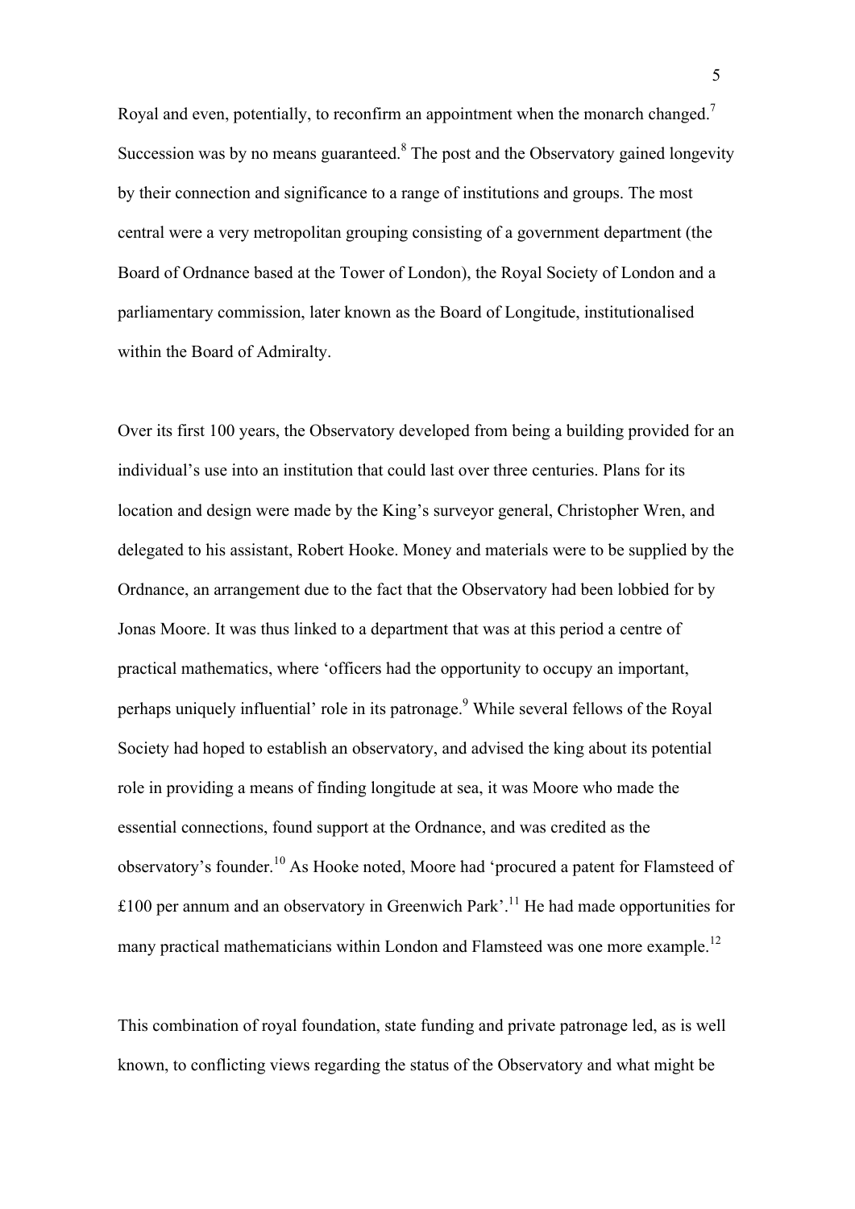Royal and even, potentially, to reconfirm an appointment when the monarch changed.[7] Succession was by no means guaranteed.[8] The post and the Observatory gained longevity by their connection and significance to a range of institutions and groups. The most central were a very metropolitan grouping consisting of a government department (the Board of Ordnance based at the Tower of London), the Royal Society of London and a parliamentary commission, later known as the Board of Longitude, institutionalised within the Board of Admiralty.

Over its first 100 years, the Observatory developed from being a building provided for an individual's use into an institution that could last over three centuries. Plans for its location and design were made by the King's surveyor general, Christopher Wren, and delegated to his assistant, Robert Hooke. Money and materials were to be supplied by the Ordnance, an arrangement due to the fact that the Observatory had been lobbied for by Jonas Moore. It was thus linked to a department that was at this period a centre of practical mathematics, where 'officers had the opportunity to occupy an important, perhaps uniquely influential' role in its patronage.[9] While several fellows of the Royal Society had hoped to establish an observatory, and advised the king about its potential role in providing a means of finding longitude at sea, it was Moore who made the essential connections, found support at the Ordnance, and was credited as the observatory's founder.[10] As Hooke noted, Moore had 'procured a patent for Flamsteed of £100 per annum and an observatory in Greenwich Park'.[11] He had made opportunities for many practical mathematicians within London and Flamsteed was one more example.[12]

This combination of royal foundation, state funding and private patronage led, as is well known, to conflicting views regarding the status of the Observatory and what might be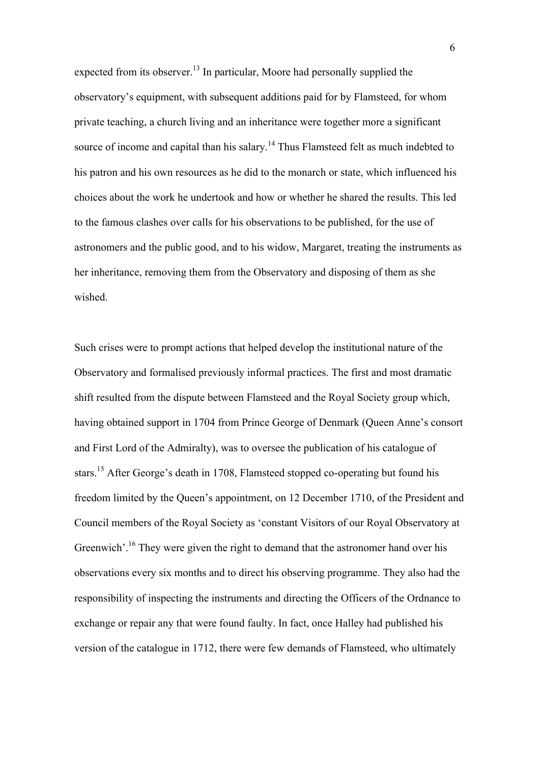expected from its observer.[13] In particular, Moore had personally supplied the observatory's equipment, with subsequent additions paid for by Flamsteed, for whom private teaching, a church living and an inheritance were together more a significant source of income and capital than his salary.[14] Thus Flamsteed felt as much indebted to his patron and his own resources as he did to the monarch or state, which influenced his choices about the work he undertook and how or whether he shared the results. This led to the famous clashes over calls for his observations to be published, for the use of astronomers and the public good, and to his widow, Margaret, treating the instruments as her inheritance, removing them from the Observatory and disposing of them as she wished.

Such crises were to prompt actions that helped develop the institutional nature of the Observatory and formalised previously informal practices. The first and most dramatic shift resulted from the dispute between Flamsteed and the Royal Society group which, having obtained support in 1704 from Prince George of Denmark (Queen Anne's consort and First Lord of the Admiralty), was to oversee the publication of his catalogue of stars.[15] After George's death in 1708, Flamsteed stopped co-operating but found his freedom limited by the Queen's appointment, on 12 December 1710, of the President and Council members of the Royal Society as 'constant Visitors of our Royal Observatory at Greenwich'.[16] They were given the right to demand that the astronomer hand over his observations every six months and to direct his observing programme. They also had the responsibility of inspecting the instruments and directing the Officers of the Ordnance to exchange or repair any that were found faulty. In fact, once Halley had published his version of the catalogue in 1712, there were few demands of Flamsteed, who ultimately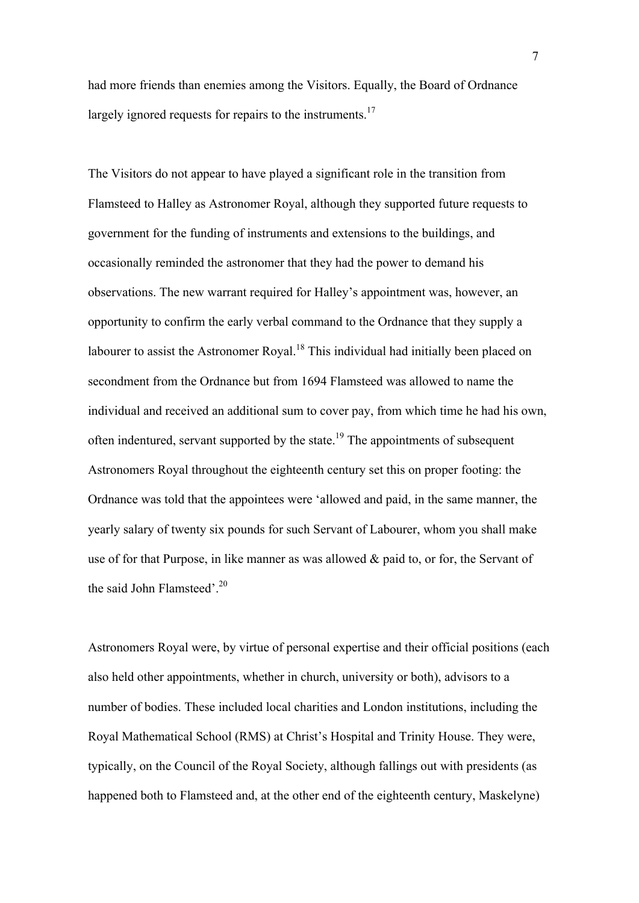had more friends than enemies among the Visitors. Equally, the Board of Ordnance largely ignored requests for repairs to the instruments.[17]

The Visitors do not appear to have played a significant role in the transition from Flamsteed to Halley as Astronomer Royal, although they supported future requests to government for the funding of instruments and extensions to the buildings, and occasionally reminded the astronomer that they had the power to demand his observations. The new warrant required for Halley's appointment was, however, an opportunity to confirm the early verbal command to the Ordnance that they supply a labourer to assist the Astronomer Royal.[18] This individual had initially been placed on secondment from the Ordnance but from 1694 Flamsteed was allowed to name the individual and received an additional sum to cover pay, from which time he had his own, often indentured, servant supported by the state.[19] The appointments of subsequent Astronomers Royal throughout the eighteenth century set this on proper footing: the Ordnance was told that the appointees were 'allowed and paid, in the same manner, the yearly salary of twenty six pounds for such Servant of Labourer, whom you shall make use of for that Purpose, in like manner as was allowed & paid to, or for, the Servant of the said John Flamsteed'.[20]

Astronomers Royal were, by virtue of personal expertise and their official positions (each also held other appointments, whether in church, university or both), advisors to a number of bodies. These included local charities and London institutions, including the Royal Mathematical School (RMS) at Christ's Hospital and Trinity House. They were, typically, on the Council of the Royal Society, although fallings out with presidents (as happened both to Flamsteed and, at the other end of the eighteenth century, Maskelyne)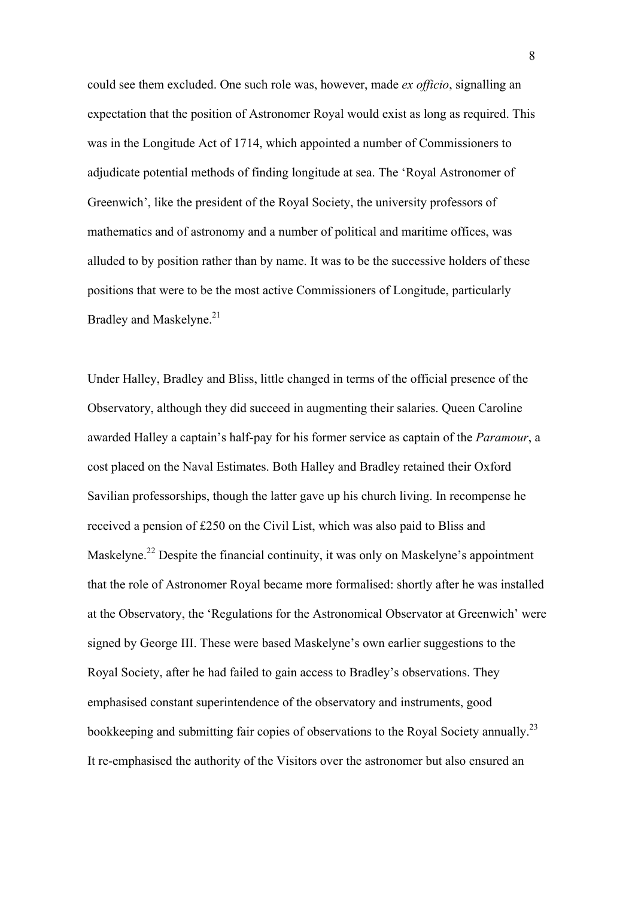could see them excluded. One such role was, however, made *ex officio*, signalling an expectation that the position of Astronomer Royal would exist as long as required. This was in the Longitude Act of 1714, which appointed a number of Commissioners to adjudicate potential methods of finding longitude at sea. The 'Royal Astronomer of Greenwich', like the president of the Royal Society, the university professors of mathematics and of astronomy and a number of political and maritime offices, was alluded to by position rather than by name. It was to be the successive holders of these positions that were to be the most active Commissioners of Longitude, particularly Bradley and Maskelyne.[21]

Under Halley, Bradley and Bliss, little changed in terms of the official presence of the Observatory, although they did succeed in augmenting their salaries. Queen Caroline awarded Halley a captain's half-pay for his former service as captain of the *Paramour*, a cost placed on the Naval Estimates. Both Halley and Bradley retained their Oxford Savilian professorships, though the latter gave up his church living. In recompense he received a pension of £250 on the Civil List, which was also paid to Bliss and Maskelyne.[22] Despite the financial continuity, it was only on Maskelyne's appointment that the role of Astronomer Royal became more formalised: shortly after he was installed at the Observatory, the 'Regulations for the Astronomical Observator at Greenwich' were signed by George III. These were based Maskelyne's own earlier suggestions to the Royal Society, after he had failed to gain access to Bradley's observations. They emphasised constant superintendence of the observatory and instruments, good bookkeeping and submitting fair copies of observations to the Royal Society annually.[23] It re-emphasised the authority of the Visitors over the astronomer but also ensured an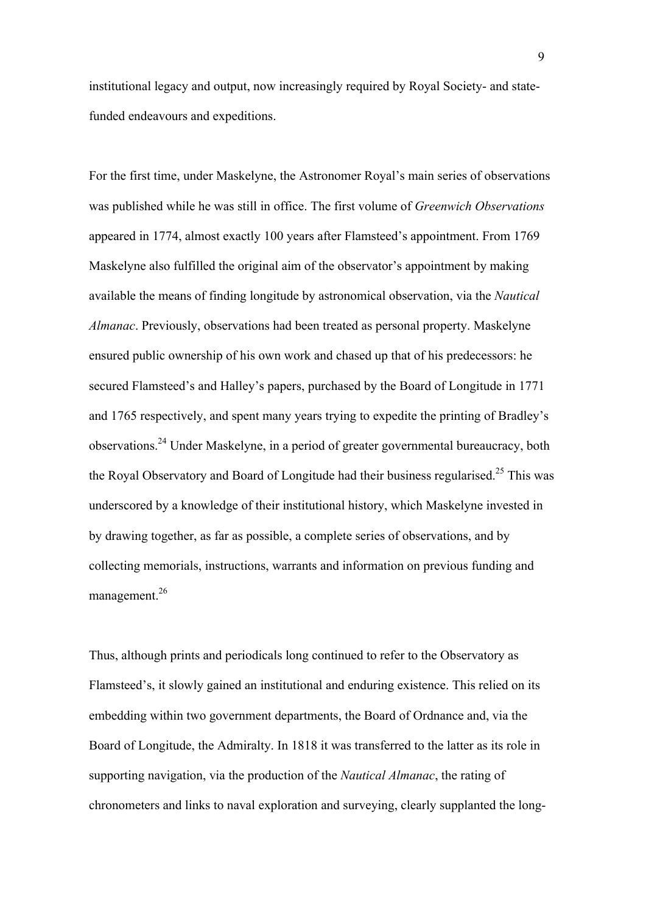institutional legacy and output, now increasingly required by Royal Society- and state-funded endeavours and expeditions.

For the first time, under Maskelyne, the Astronomer Royal's main series of observations was published while he was still in office. The first volume of *Greenwich Observations* appeared in 1774, almost exactly 100 years after Flamsteed's appointment. From 1769 Maskelyne also fulfilled the original aim of the observator's appointment by making available the means of finding longitude by astronomical observation, via the *Nautical Almanac*. Previously, observations had been treated as personal property. Maskelyne ensured public ownership of his own work and chased up that of his predecessors: he secured Flamsteed's and Halley's papers, purchased by the Board of Longitude in 1771 and 1765 respectively, and spent many years trying to expedite the printing of Bradley's observations.[24] Under Maskelyne, in a period of greater governmental bureaucracy, both the Royal Observatory and Board of Longitude had their business regularised.[25] This was underscored by a knowledge of their institutional history, which Maskelyne invested in by drawing together, as far as possible, a complete series of observations, and by collecting memorials, instructions, warrants and information on previous funding and management.[26]

Thus, although prints and periodicals long continued to refer to the Observatory as Flamsteed's, it slowly gained an institutional and enduring existence. This relied on its embedding within two government departments, the Board of Ordnance and, via the Board of Longitude, the Admiralty. In 1818 it was transferred to the latter as its role in supporting navigation, via the production of the *Nautical Almanac*, the rating of chronometers and links to naval exploration and surveying, clearly supplanted the long-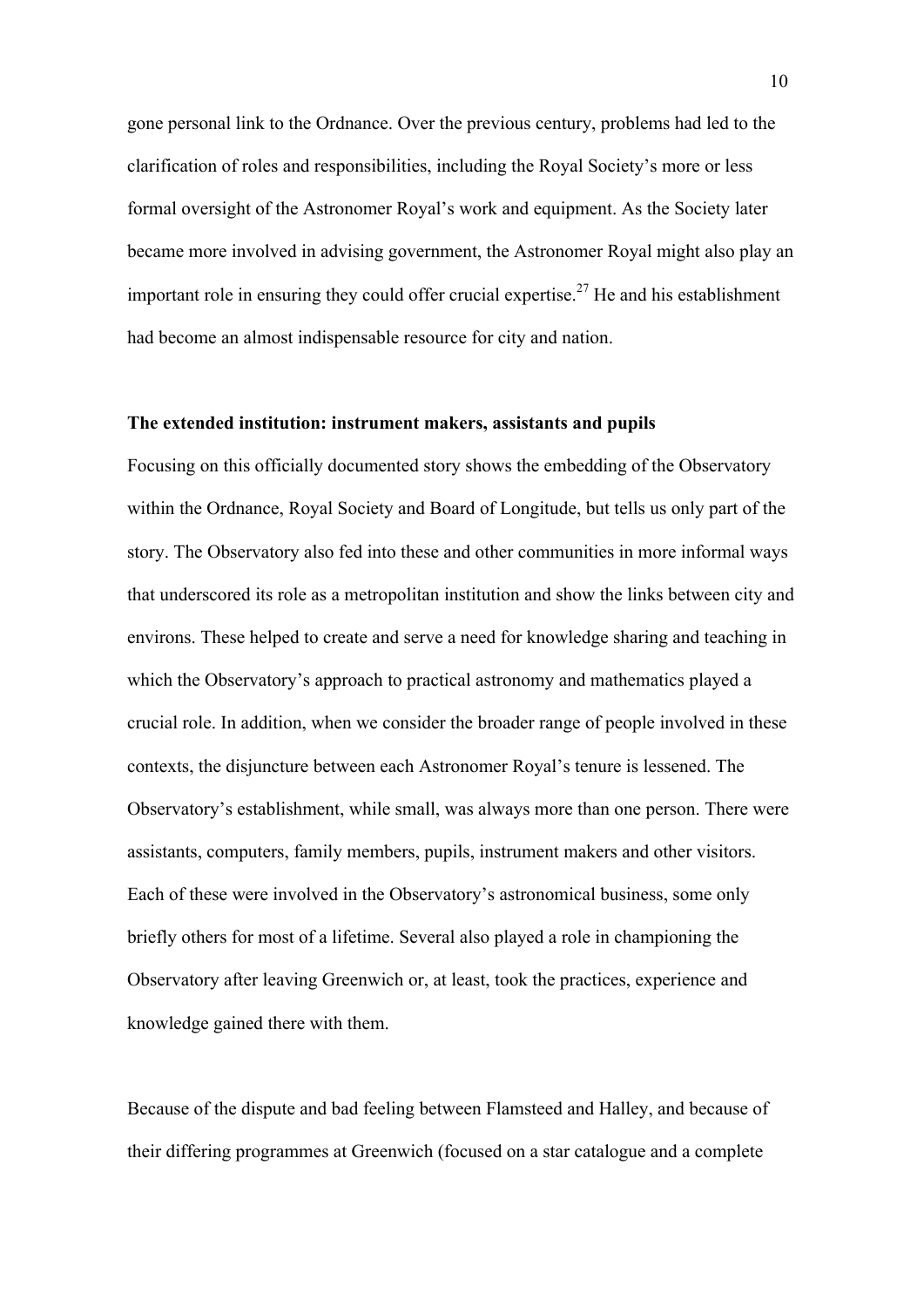gone personal link to the Ordnance. Over the previous century, problems had led to the clarification of roles and responsibilities, including the Royal Society's more or less formal oversight of the Astronomer Royal's work and equipment. As the Society later became more involved in advising government, the Astronomer Royal might also play an important role in ensuring they could offer crucial expertise.[27] He and his establishment had become an almost indispensable resource for city and nation.

**The extended institution: instrument makers, assistants and pupils**

Focusing on this officially documented story shows the embedding of the Observatory within the Ordnance, Royal Society and Board of Longitude, but tells us only part of the story. The Observatory also fed into these and other communities in more informal ways that underscored its role as a metropolitan institution and show the links between city and environs. These helped to create and serve a need for knowledge sharing and teaching in which the Observatory's approach to practical astronomy and mathematics played a crucial role. In addition, when we consider the broader range of people involved in these contexts, the disjuncture between each Astronomer Royal's tenure is lessened. The Observatory's establishment, while small, was always more than one person. There were assistants, computers, family members, pupils, instrument makers and other visitors. Each of these were involved in the Observatory's astronomical business, some only briefly others for most of a lifetime. Several also played a role in championing the Observatory after leaving Greenwich or, at least, took the practices, experience and knowledge gained there with them.

Because of the dispute and bad feeling between Flamsteed and Halley, and because of their differing programmes at Greenwich (focused on a star catalogue and a complete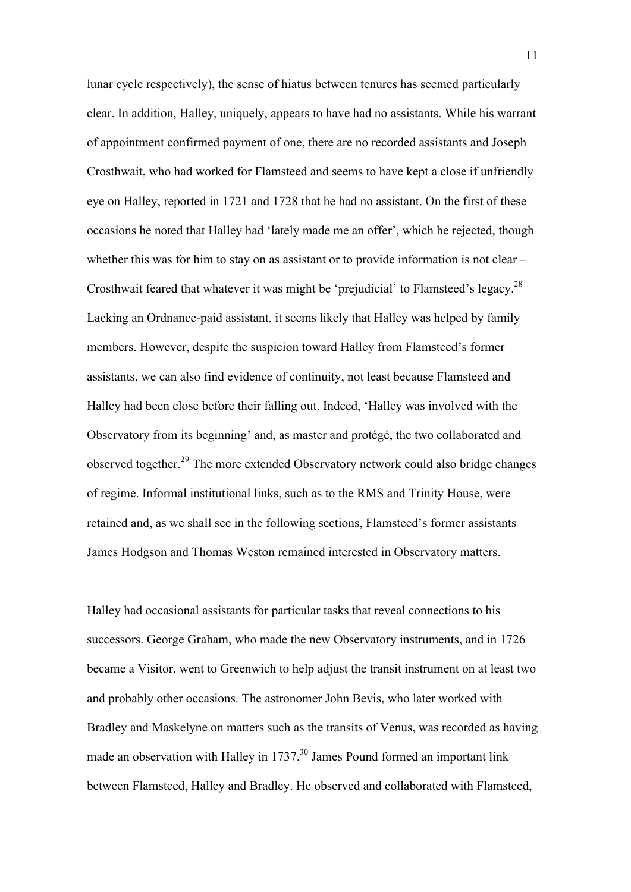lunar cycle respectively), the sense of hiatus between tenures has seemed particularly clear. In addition, Halley, uniquely, appears to have had no assistants. While his warrant of appointment confirmed payment of one, there are no recorded assistants and Joseph Crosthwait, who had worked for Flamsteed and seems to have kept a close if unfriendly eye on Halley, reported in 1721 and 1728 that he had no assistant. On the first of these occasions he noted that Halley had 'lately made me an offer', which he rejected, though whether this was for him to stay on as assistant or to provide information is not clear – Crosthwait feared that whatever it was might be 'prejudicial' to Flamsteed's legacy.[28] Lacking an Ordnance-paid assistant, it seems likely that Halley was helped by family members. However, despite the suspicion toward Halley from Flamsteed's former assistants, we can also find evidence of continuity, not least because Flamsteed and Halley had been close before their falling out. Indeed, 'Halley was involved with the Observatory from its beginning' and, as master and protégé, the two collaborated and observed together.[29] The more extended Observatory network could also bridge changes of regime. Informal institutional links, such as to the RMS and Trinity House, were retained and, as we shall see in the following sections, Flamsteed's former assistants James Hodgson and Thomas Weston remained interested in Observatory matters.

Halley had occasional assistants for particular tasks that reveal connections to his successors. George Graham, who made the new Observatory instruments, and in 1726 became a Visitor, went to Greenwich to help adjust the transit instrument on at least two and probably other occasions. The astronomer John Bevis, who later worked with Bradley and Maskelyne on matters such as the transits of Venus, was recorded as having made an observation with Halley in 1737.[30] James Pound formed an important link between Flamsteed, Halley and Bradley. He observed and collaborated with Flamsteed,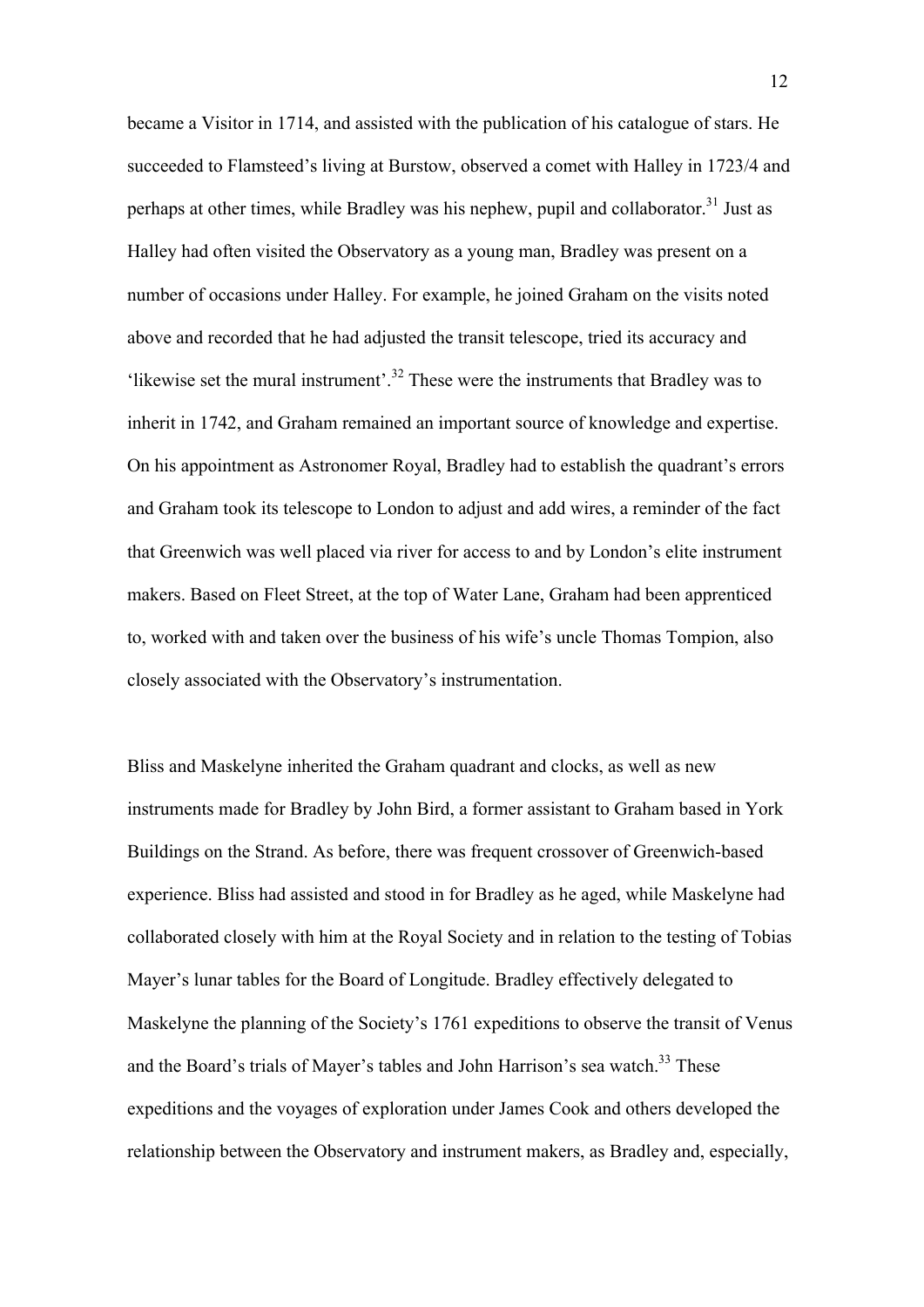became a Visitor in 1714, and assisted with the publication of his catalogue of stars. He succeeded to Flamsteed's living at Burstow, observed a comet with Halley in 1723/4 and perhaps at other times, while Bradley was his nephew, pupil and collaborator.[31] Just as Halley had often visited the Observatory as a young man, Bradley was present on a number of occasions under Halley. For example, he joined Graham on the visits noted above and recorded that he had adjusted the transit telescope, tried its accuracy and 'likewise set the mural instrument'.[32] These were the instruments that Bradley was to inherit in 1742, and Graham remained an important source of knowledge and expertise. On his appointment as Astronomer Royal, Bradley had to establish the quadrant's errors and Graham took its telescope to London to adjust and add wires, a reminder of the fact that Greenwich was well placed via river for access to and by London's elite instrument makers. Based on Fleet Street, at the top of Water Lane, Graham had been apprenticed to, worked with and taken over the business of his wife's uncle Thomas Tompion, also closely associated with the Observatory's instrumentation.

Bliss and Maskelyne inherited the Graham quadrant and clocks, as well as new instruments made for Bradley by John Bird, a former assistant to Graham based in York Buildings on the Strand. As before, there was frequent crossover of Greenwich-based experience. Bliss had assisted and stood in for Bradley as he aged, while Maskelyne had collaborated closely with him at the Royal Society and in relation to the testing of Tobias Mayer's lunar tables for the Board of Longitude. Bradley effectively delegated to Maskelyne the planning of the Society's 1761 expeditions to observe the transit of Venus and the Board's trials of Mayer's tables and John Harrison's sea watch.[33] These expeditions and the voyages of exploration under James Cook and others developed the relationship between the Observatory and instrument makers, as Bradley and, especially,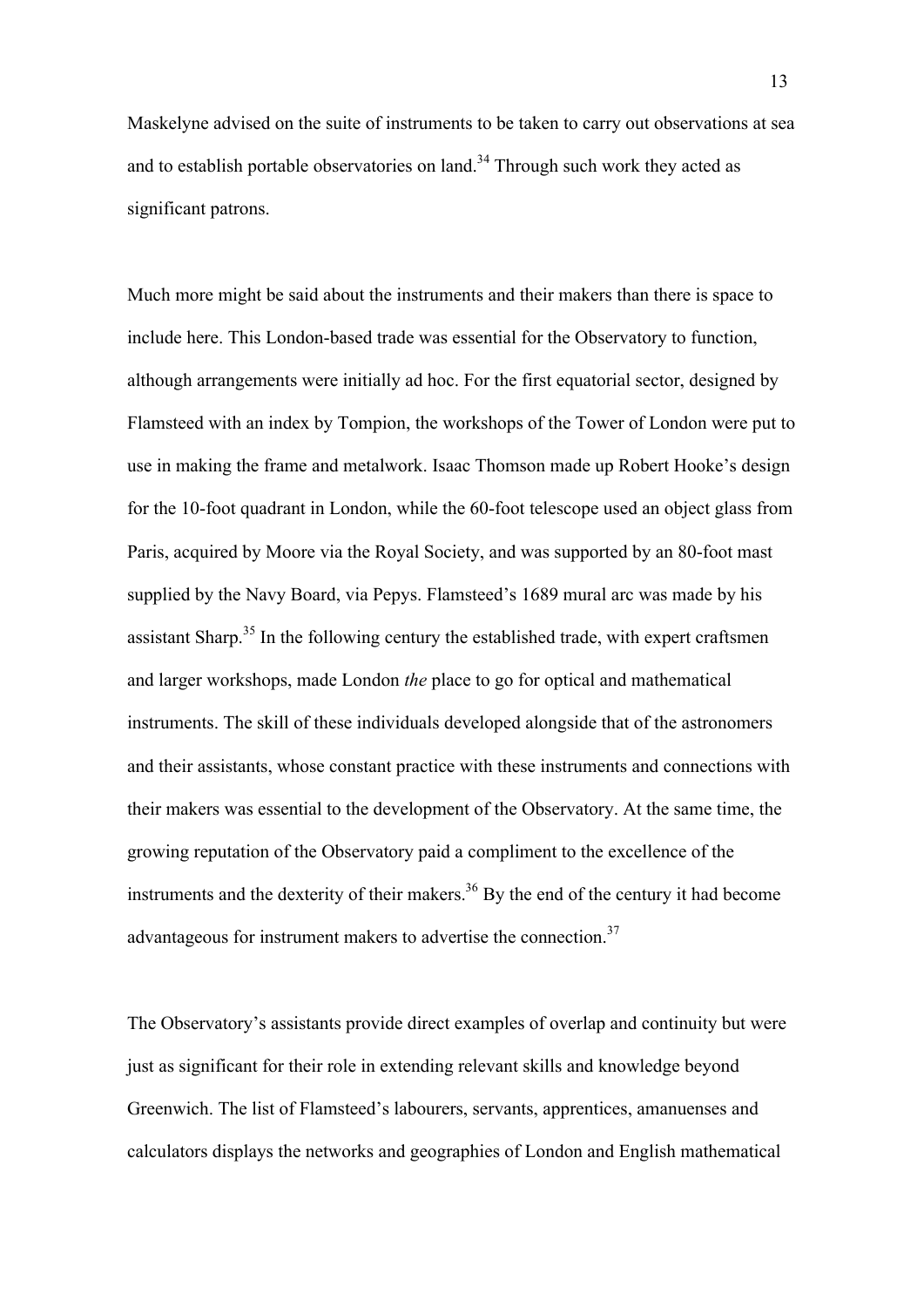Maskelyne advised on the suite of instruments to be taken to carry out observations at sea and to establish portable observatories on land.[34] Through such work they acted as significant patrons.

Much more might be said about the instruments and their makers than there is space to include here. This London-based trade was essential for the Observatory to function, although arrangements were initially ad hoc. For the first equatorial sector, designed by Flamsteed with an index by Tompion, the workshops of the Tower of London were put to use in making the frame and metalwork. Isaac Thomson made up Robert Hooke's design for the 10-foot quadrant in London, while the 60-foot telescope used an object glass from Paris, acquired by Moore via the Royal Society, and was supported by an 80-foot mast supplied by the Navy Board, via Pepys. Flamsteed's 1689 mural arc was made by his assistant Sharp.[35] In the following century the established trade, with expert craftsmen and larger workshops, made London *the* place to go for optical and mathematical instruments. The skill of these individuals developed alongside that of the astronomers and their assistants, whose constant practice with these instruments and connections with their makers was essential to the development of the Observatory. At the same time, the growing reputation of the Observatory paid a compliment to the excellence of the instruments and the dexterity of their makers.[36] By the end of the century it had become advantageous for instrument makers to advertise the connection.[37]

The Observatory's assistants provide direct examples of overlap and continuity but were just as significant for their role in extending relevant skills and knowledge beyond Greenwich. The list of Flamsteed's labourers, servants, apprentices, amanuenses and calculators displays the networks and geographies of London and English mathematical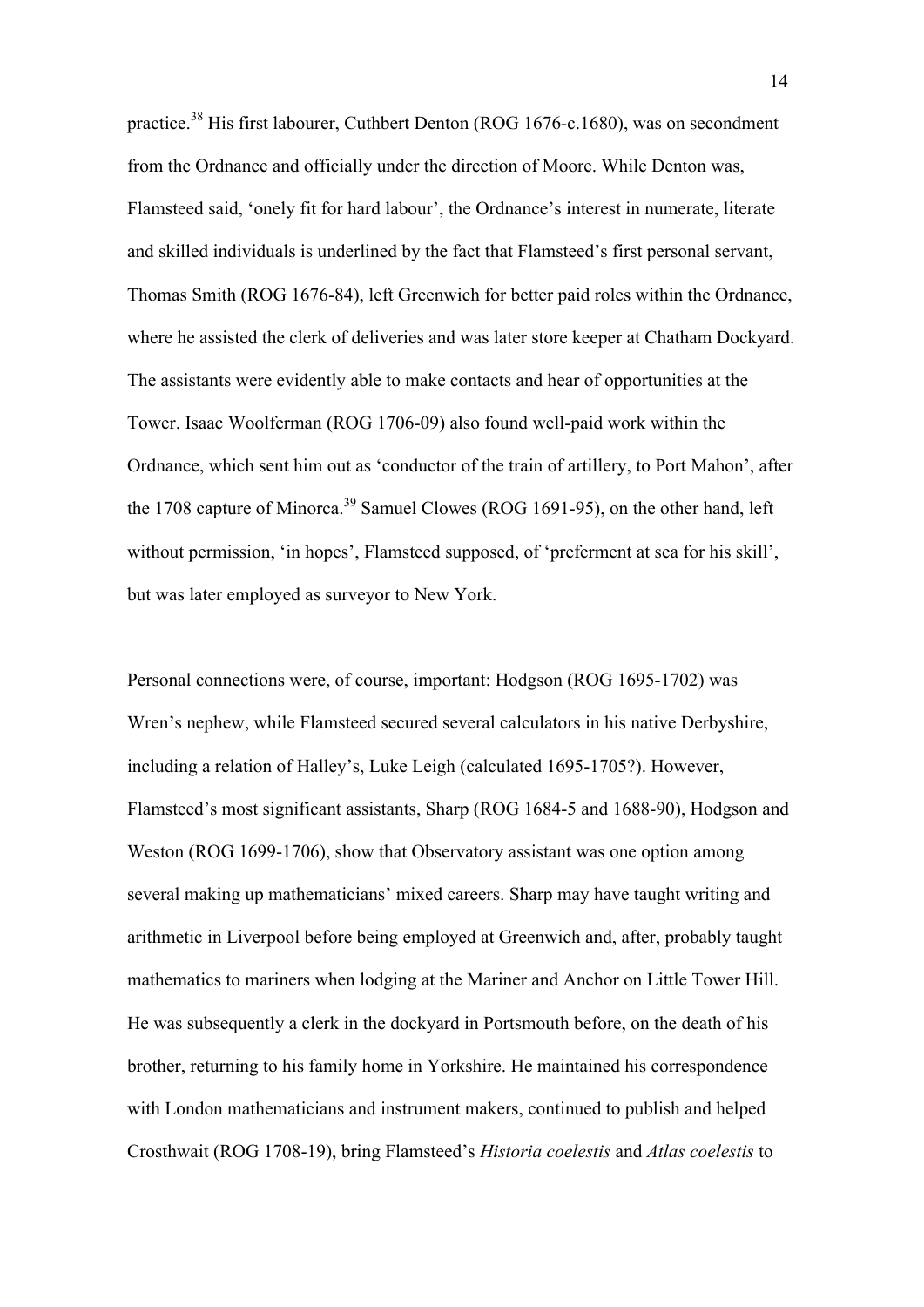practice.[38] His first labourer, Cuthbert Denton (ROG 1676-c.1680), was on secondment from the Ordnance and officially under the direction of Moore. While Denton was, Flamsteed said, 'onely fit for hard labour', the Ordnance's interest in numerate, literate and skilled individuals is underlined by the fact that Flamsteed's first personal servant, Thomas Smith (ROG 1676-84), left Greenwich for better paid roles within the Ordnance, where he assisted the clerk of deliveries and was later store keeper at Chatham Dockyard. The assistants were evidently able to make contacts and hear of opportunities at the Tower. Isaac Woolferman (ROG 1706-09) also found well-paid work within the Ordnance, which sent him out as 'conductor of the train of artillery, to Port Mahon', after the 1708 capture of Minorca.[39] Samuel Clowes (ROG 1691-95), on the other hand, left without permission, 'in hopes', Flamsteed supposed, of 'preferment at sea for his skill', but was later employed as surveyor to New York.

Personal connections were, of course, important: Hodgson (ROG 1695-1702) was Wren's nephew, while Flamsteed secured several calculators in his native Derbyshire, including a relation of Halley's, Luke Leigh (calculated 1695-1705?). However, Flamsteed's most significant assistants, Sharp (ROG 1684-5 and 1688-90), Hodgson and Weston (ROG 1699-1706), show that Observatory assistant was one option among several making up mathematicians' mixed careers. Sharp may have taught writing and arithmetic in Liverpool before being employed at Greenwich and, after, probably taught mathematics to mariners when lodging at the Mariner and Anchor on Little Tower Hill. He was subsequently a clerk in the dockyard in Portsmouth before, on the death of his brother, returning to his family home in Yorkshire. He maintained his correspondence with London mathematicians and instrument makers, continued to publish and helped Crosthwait (ROG 1708-19), bring Flamsteed's *Historia coelestis* and *Atlas coelestis* to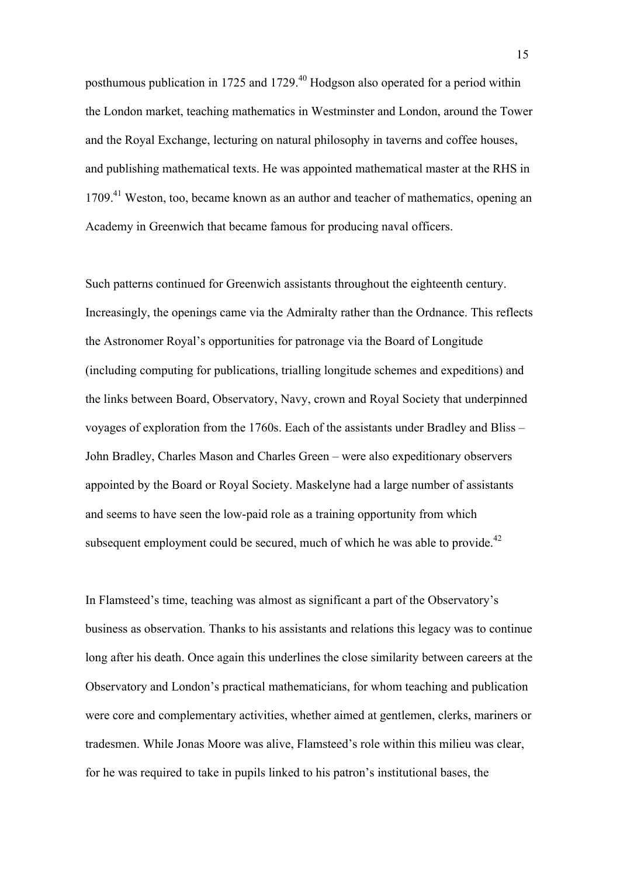posthumous publication in 1725 and 1729.[40] Hodgson also operated for a period within the London market, teaching mathematics in Westminster and London, around the Tower and the Royal Exchange, lecturing on natural philosophy in taverns and coffee houses, and publishing mathematical texts. He was appointed mathematical master at the RHS in 1709.[41] Weston, too, became known as an author and teacher of mathematics, opening an Academy in Greenwich that became famous for producing naval officers.

Such patterns continued for Greenwich assistants throughout the eighteenth century. Increasingly, the openings came via the Admiralty rather than the Ordnance. This reflects the Astronomer Royal's opportunities for patronage via the Board of Longitude (including computing for publications, trialling longitude schemes and expeditions) and the links between Board, Observatory, Navy, crown and Royal Society that underpinned voyages of exploration from the 1760s. Each of the assistants under Bradley and Bliss – John Bradley, Charles Mason and Charles Green – were also expeditionary observers appointed by the Board or Royal Society. Maskelyne had a large number of assistants and seems to have seen the low-paid role as a training opportunity from which subsequent employment could be secured, much of which he was able to provide.[42]

In Flamsteed's time, teaching was almost as significant a part of the Observatory's business as observation. Thanks to his assistants and relations this legacy was to continue long after his death. Once again this underlines the close similarity between careers at the Observatory and London's practical mathematicians, for whom teaching and publication were core and complementary activities, whether aimed at gentlemen, clerks, mariners or tradesmen. While Jonas Moore was alive, Flamsteed's role within this milieu was clear, for he was required to take in pupils linked to his patron's institutional bases, the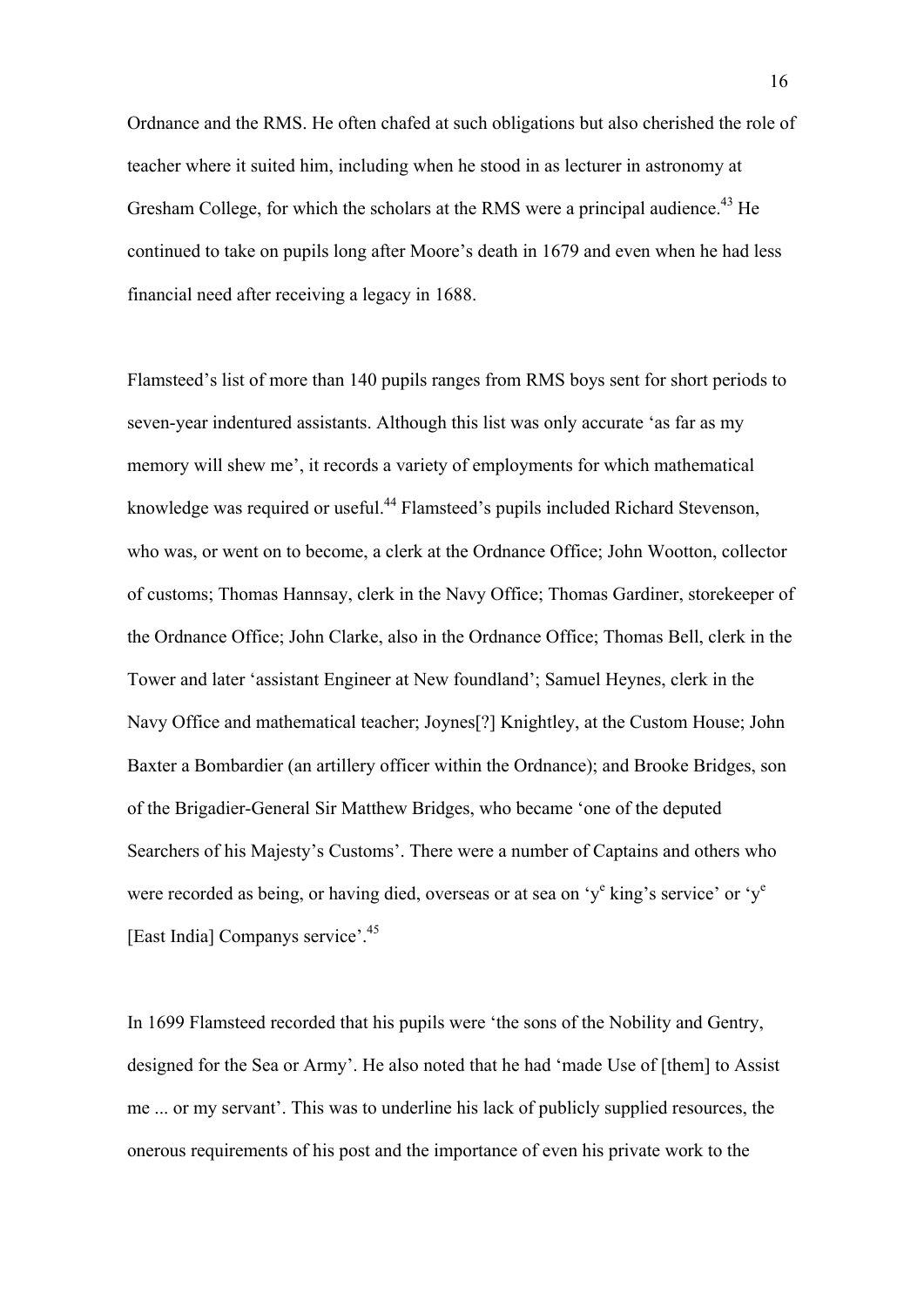Ordnance and the RMS. He often chafed at such obligations but also cherished the role of teacher where it suited him, including when he stood in as lecturer in astronomy at Gresham College, for which the scholars at the RMS were a principal audience.[43] He continued to take on pupils long after Moore's death in 1679 and even when he had less financial need after receiving a legacy in 1688.

Flamsteed's list of more than 140 pupils ranges from RMS boys sent for short periods to seven-year indentured assistants. Although this list was only accurate 'as far as my memory will shew me', it records a variety of employments for which mathematical knowledge was required or useful.[44] Flamsteed's pupils included Richard Stevenson, who was, or went on to become, a clerk at the Ordnance Office; John Wootton, collector of customs; Thomas Hannsay, clerk in the Navy Office; Thomas Gardiner, storekeeper of the Ordnance Office; John Clarke, also in the Ordnance Office; Thomas Bell, clerk in the Tower and later 'assistant Engineer at New foundland'; Samuel Heynes, clerk in the Navy Office and mathematical teacher; Joynes[?] Knightley, at the Custom House; John Baxter a Bombardier (an artillery officer within the Ordnance); and Brooke Bridges, son of the Brigadier-General Sir Matthew Bridges, who became 'one of the deputed Searchers of his Majesty's Customs'. There were a number of Captains and others who were recorded as being, or having died, overseas or at sea on 'y^e^ king's service' or 'y^e^ [East India] Companys service'.[45]

In 1699 Flamsteed recorded that his pupils were 'the sons of the Nobility and Gentry, designed for the Sea or Army'. He also noted that he had 'made Use of [them] to Assist me ... or my servant'. This was to underline his lack of publicly supplied resources, the onerous requirements of his post and the importance of even his private work to the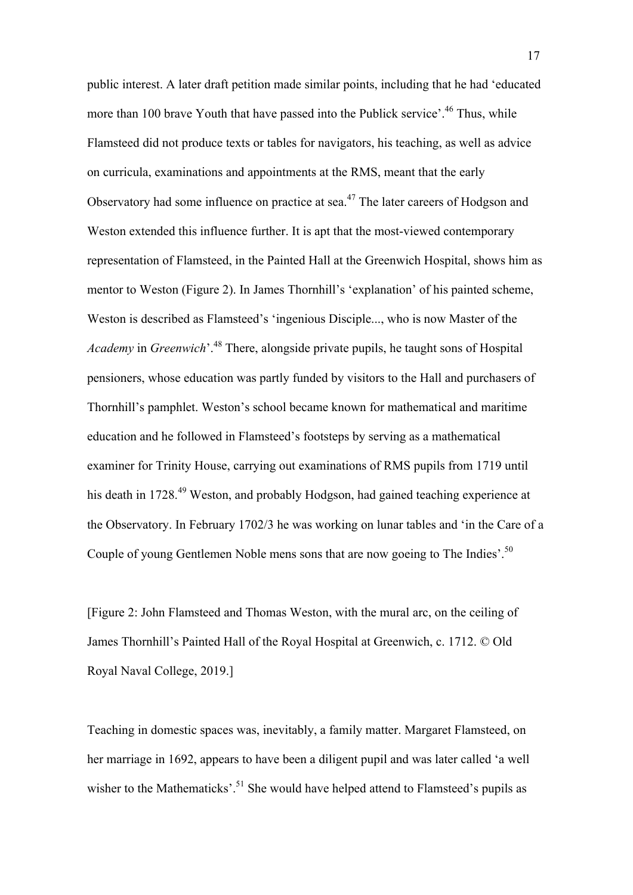public interest. A later draft petition made similar points, including that he had 'educated more than 100 brave Youth that have passed into the Publick service'.[46] Thus, while Flamsteed did not produce texts or tables for navigators, his teaching, as well as advice on curricula, examinations and appointments at the RMS, meant that the early Observatory had some influence on practice at sea.[47] The later careers of Hodgson and Weston extended this influence further. It is apt that the most-viewed contemporary representation of Flamsteed, in the Painted Hall at the Greenwich Hospital, shows him as mentor to Weston (Figure 2). In James Thornhill's 'explanation' of his painted scheme, Weston is described as Flamsteed's 'ingenious Disciple..., who is now Master of the *Academy* in *Greenwich*'.[48] There, alongside private pupils, he taught sons of Hospital pensioners, whose education was partly funded by visitors to the Hall and purchasers of Thornhill's pamphlet. Weston's school became known for mathematical and maritime education and he followed in Flamsteed's footsteps by serving as a mathematical examiner for Trinity House, carrying out examinations of RMS pupils from 1719 until his death in 1728.[49] Weston, and probably Hodgson, had gained teaching experience at the Observatory. In February 1702/3 he was working on lunar tables and 'in the Care of a Couple of young Gentlemen Noble mens sons that are now goeing to The Indies'.[50]

[Figure 2: John Flamsteed and Thomas Weston, with the mural arc, on the ceiling of James Thornhill's Painted Hall of the Royal Hospital at Greenwich, c. 1712. © Old Royal Naval College, 2019.]

Teaching in domestic spaces was, inevitably, a family matter. Margaret Flamsteed, on her marriage in 1692, appears to have been a diligent pupil and was later called 'a well wisher to the Mathematicks'.[51] She would have helped attend to Flamsteed's pupils as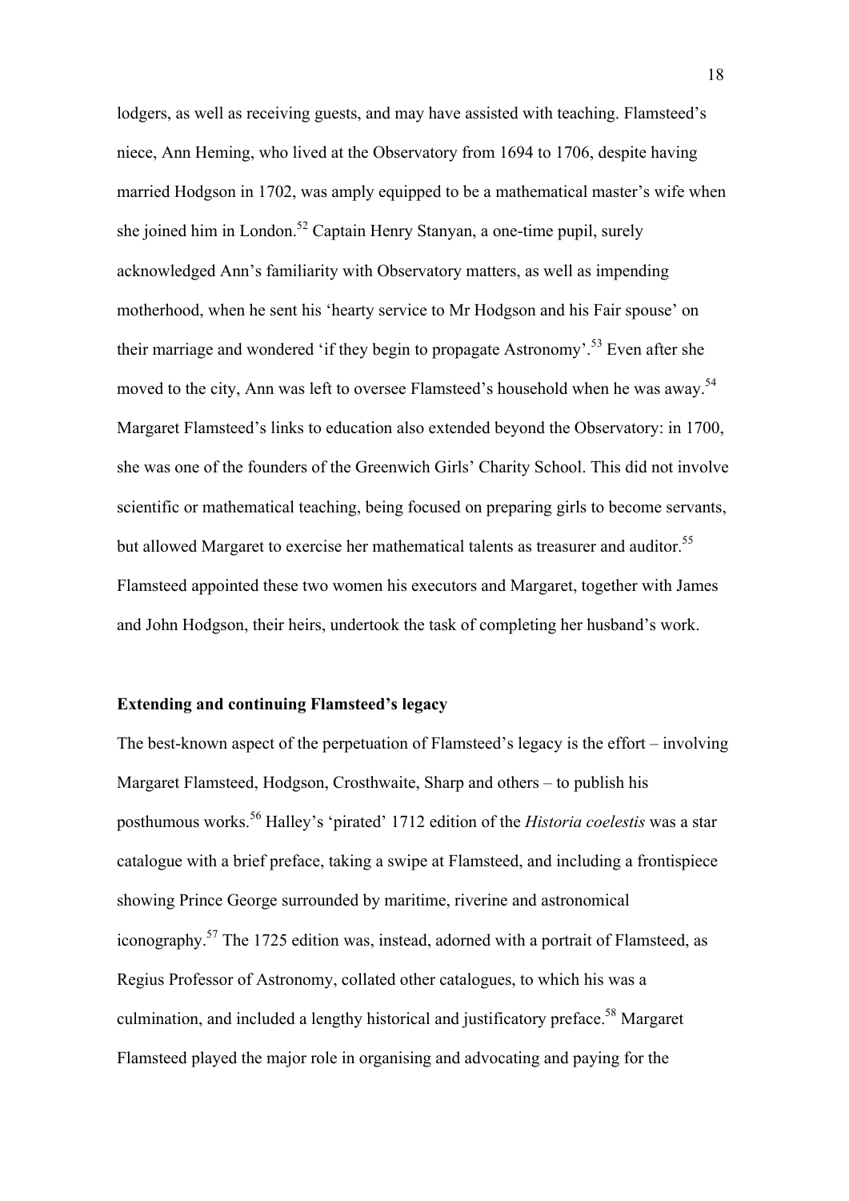lodgers, as well as receiving guests, and may have assisted with teaching. Flamsteed's niece, Ann Heming, who lived at the Observatory from 1694 to 1706, despite having married Hodgson in 1702, was amply equipped to be a mathematical master's wife when she joined him in London.[52] Captain Henry Stanyan, a one-time pupil, surely acknowledged Ann's familiarity with Observatory matters, as well as impending motherhood, when he sent his 'hearty service to Mr Hodgson and his Fair spouse' on their marriage and wondered 'if they begin to propagate Astronomy'.[53] Even after she moved to the city, Ann was left to oversee Flamsteed's household when he was away.[54] Margaret Flamsteed's links to education also extended beyond the Observatory: in 1700, she was one of the founders of the Greenwich Girls' Charity School. This did not involve scientific or mathematical teaching, being focused on preparing girls to become servants, but allowed Margaret to exercise her mathematical talents as treasurer and auditor.[55] Flamsteed appointed these two women his executors and Margaret, together with James and John Hodgson, their heirs, undertook the task of completing her husband's work.

**Extending and continuing Flamsteed's legacy**

The best-known aspect of the perpetuation of Flamsteed's legacy is the effort – involving Margaret Flamsteed, Hodgson, Crosthwaite, Sharp and others – to publish his posthumous works.[56] Halley's 'pirated' 1712 edition of the *Historia coelestis* was a star catalogue with a brief preface, taking a swipe at Flamsteed, and including a frontispiece showing Prince George surrounded by maritime, riverine and astronomical iconography.[57] The 1725 edition was, instead, adorned with a portrait of Flamsteed, as Regius Professor of Astronomy, collated other catalogues, to which his was a culmination, and included a lengthy historical and justificatory preface.[58] Margaret Flamsteed played the major role in organising and advocating and paying for the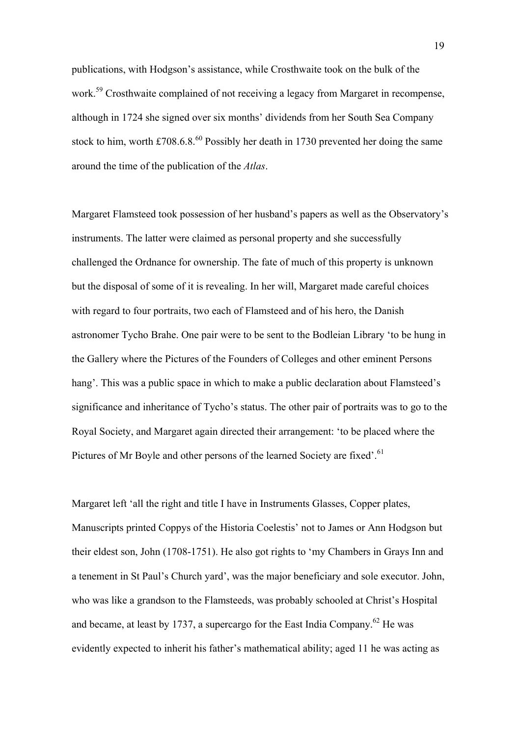publications, with Hodgson's assistance, while Crosthwaite took on the bulk of the work.[59] Crosthwaite complained of not receiving a legacy from Margaret in recompense, although in 1724 she signed over six months' dividends from her South Sea Company stock to him, worth £708.6.8.[60] Possibly her death in 1730 prevented her doing the same around the time of the publication of the *Atlas*.

Margaret Flamsteed took possession of her husband's papers as well as the Observatory's instruments. The latter were claimed as personal property and she successfully challenged the Ordnance for ownership. The fate of much of this property is unknown but the disposal of some of it is revealing. In her will, Margaret made careful choices with regard to four portraits, two each of Flamsteed and of his hero, the Danish astronomer Tycho Brahe. One pair were to be sent to the Bodleian Library 'to be hung in the Gallery where the Pictures of the Founders of Colleges and other eminent Persons hang'. This was a public space in which to make a public declaration about Flamsteed's significance and inheritance of Tycho's status. The other pair of portraits was to go to the Royal Society, and Margaret again directed their arrangement: 'to be placed where the Pictures of Mr Boyle and other persons of the learned Society are fixed'.[61]

Margaret left 'all the right and title I have in Instruments Glasses, Copper plates, Manuscripts printed Coppys of the Historia Coelestis' not to James or Ann Hodgson but their eldest son, John (1708-1751). He also got rights to 'my Chambers in Grays Inn and a tenement in St Paul's Church yard', was the major beneficiary and sole executor. John, who was like a grandson to the Flamsteeds, was probably schooled at Christ's Hospital and became, at least by 1737, a supercargo for the East India Company.[62] He was evidently expected to inherit his father's mathematical ability; aged 11 he was acting as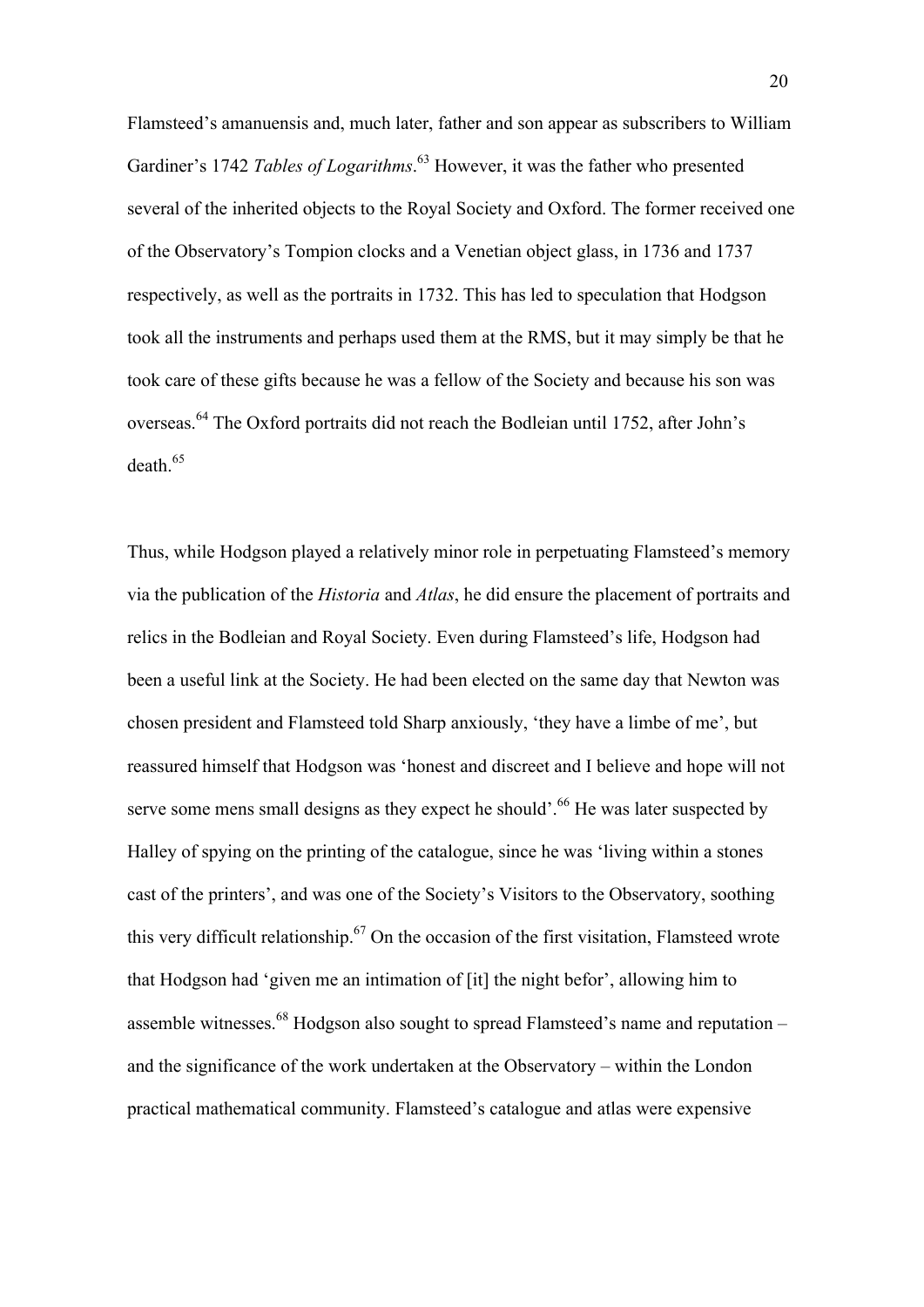Flamsteed's amanuensis and, much later, father and son appear as subscribers to William Gardiner's 1742 *Tables of Logarithms*.[63] However, it was the father who presented several of the inherited objects to the Royal Society and Oxford. The former received one of the Observatory's Tompion clocks and a Venetian object glass, in 1736 and 1737 respectively, as well as the portraits in 1732. This has led to speculation that Hodgson took all the instruments and perhaps used them at the RMS, but it may simply be that he took care of these gifts because he was a fellow of the Society and because his son was overseas.[64] The Oxford portraits did not reach the Bodleian until 1752, after John's death.[65]

Thus, while Hodgson played a relatively minor role in perpetuating Flamsteed's memory via the publication of the *Historia* and *Atlas*, he did ensure the placement of portraits and relics in the Bodleian and Royal Society. Even during Flamsteed's life, Hodgson had been a useful link at the Society. He had been elected on the same day that Newton was chosen president and Flamsteed told Sharp anxiously, 'they have a limbe of me', but reassured himself that Hodgson was 'honest and discreet and I believe and hope will not serve some mens small designs as they expect he should'.[66] He was later suspected by Halley of spying on the printing of the catalogue, since he was 'living within a stones cast of the printers', and was one of the Society's Visitors to the Observatory, soothing this very difficult relationship.[67] On the occasion of the first visitation, Flamsteed wrote that Hodgson had 'given me an intimation of [it] the night befor', allowing him to assemble witnesses.[68] Hodgson also sought to spread Flamsteed's name and reputation – and the significance of the work undertaken at the Observatory – within the London practical mathematical community. Flamsteed's catalogue and atlas were expensive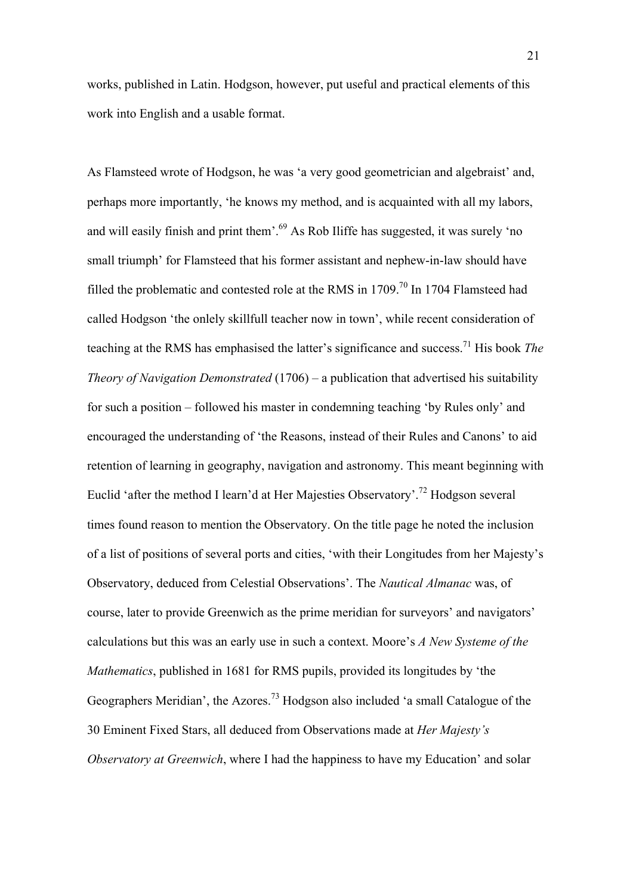works, published in Latin. Hodgson, however, put useful and practical elements of this work into English and a usable format.

As Flamsteed wrote of Hodgson, he was 'a very good geometrician and algebraist' and, perhaps more importantly, 'he knows my method, and is acquainted with all my labors, and will easily finish and print them'.[69] As Rob Iliffe has suggested, it was surely 'no small triumph' for Flamsteed that his former assistant and nephew-in-law should have filled the problematic and contested role at the RMS in 1709.[70] In 1704 Flamsteed had called Hodgson 'the onlely skillfull teacher now in town', while recent consideration of teaching at the RMS has emphasised the latter's significance and success.[71] His book *The Theory of Navigation Demonstrated* (1706) – a publication that advertised his suitability for such a position – followed his master in condemning teaching 'by Rules only' and encouraged the understanding of 'the Reasons, instead of their Rules and Canons' to aid retention of learning in geography, navigation and astronomy. This meant beginning with Euclid 'after the method I learn'd at Her Majesties Observatory'.[72] Hodgson several times found reason to mention the Observatory. On the title page he noted the inclusion of a list of positions of several ports and cities, 'with their Longitudes from her Majesty's Observatory, deduced from Celestial Observations'. The *Nautical Almanac* was, of course, later to provide Greenwich as the prime meridian for surveyors' and navigators' calculations but this was an early use in such a context. Moore's *A New Systeme of the Mathematics*, published in 1681 for RMS pupils, provided its longitudes by 'the Geographers Meridian', the Azores.[73] Hodgson also included 'a small Catalogue of the 30 Eminent Fixed Stars, all deduced from Observations made at *Her Majesty's Observatory at Greenwich*, where I had the happiness to have my Education' and solar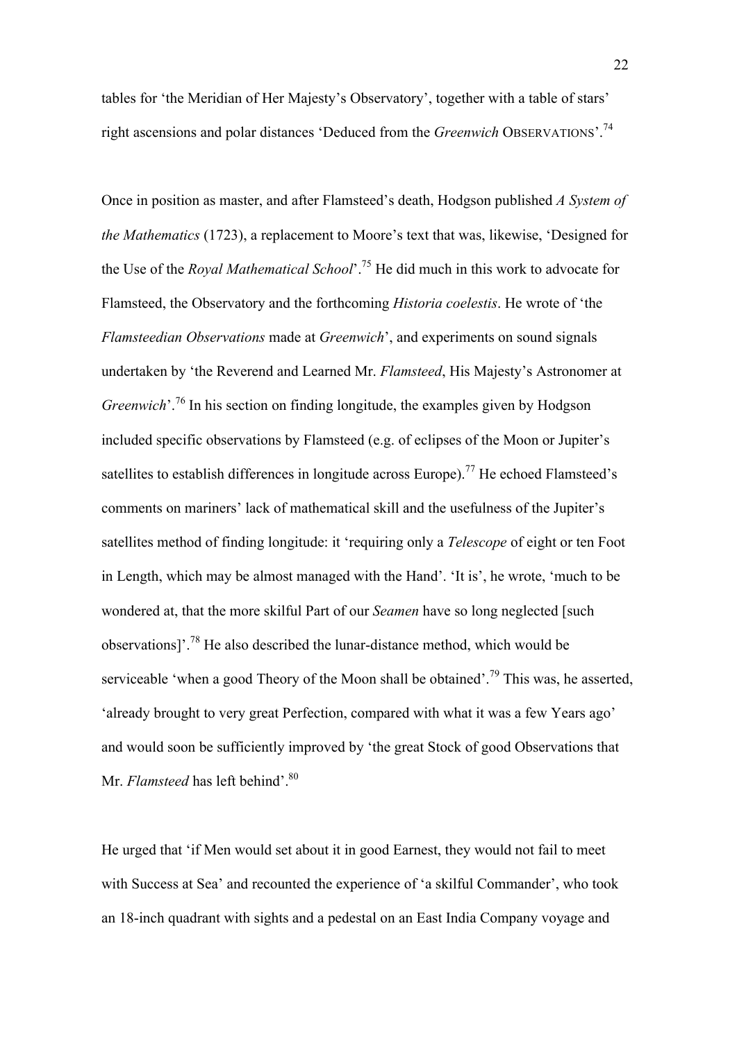tables for 'the Meridian of Her Majesty's Observatory', together with a table of stars' right ascensions and polar distances 'Deduced from the *Greenwich* OBSERVATIONS'.[74]

Once in position as master, and after Flamsteed's death, Hodgson published *A System of the Mathematics* (1723), a replacement to Moore's text that was, likewise, 'Designed for the Use of the *Royal Mathematical School*'.[75] He did much in this work to advocate for Flamsteed, the Observatory and the forthcoming *Historia coelestis*. He wrote of 'the *Flamsteedian Observations* made at *Greenwich*', and experiments on sound signals undertaken by 'the Reverend and Learned Mr. *Flamsteed*, His Majesty's Astronomer at *Greenwich*'.[76] In his section on finding longitude, the examples given by Hodgson included specific observations by Flamsteed (e.g. of eclipses of the Moon or Jupiter's satellites to establish differences in longitude across Europe).[77] He echoed Flamsteed's comments on mariners' lack of mathematical skill and the usefulness of the Jupiter's satellites method of finding longitude: it 'requiring only a *Telescope* of eight or ten Foot in Length, which may be almost managed with the Hand'. 'It is', he wrote, 'much to be wondered at, that the more skilful Part of our *Seamen* have so long neglected [such observations]'.[78] He also described the lunar-distance method, which would be serviceable 'when a good Theory of the Moon shall be obtained'.[79] This was, he asserted, 'already brought to very great Perfection, compared with what it was a few Years ago' and would soon be sufficiently improved by 'the great Stock of good Observations that Mr. *Flamsteed* has left behind'.[80]

He urged that 'if Men would set about it in good Earnest, they would not fail to meet with Success at Sea' and recounted the experience of 'a skilful Commander', who took an 18-inch quadrant with sights and a pedestal on an East India Company voyage and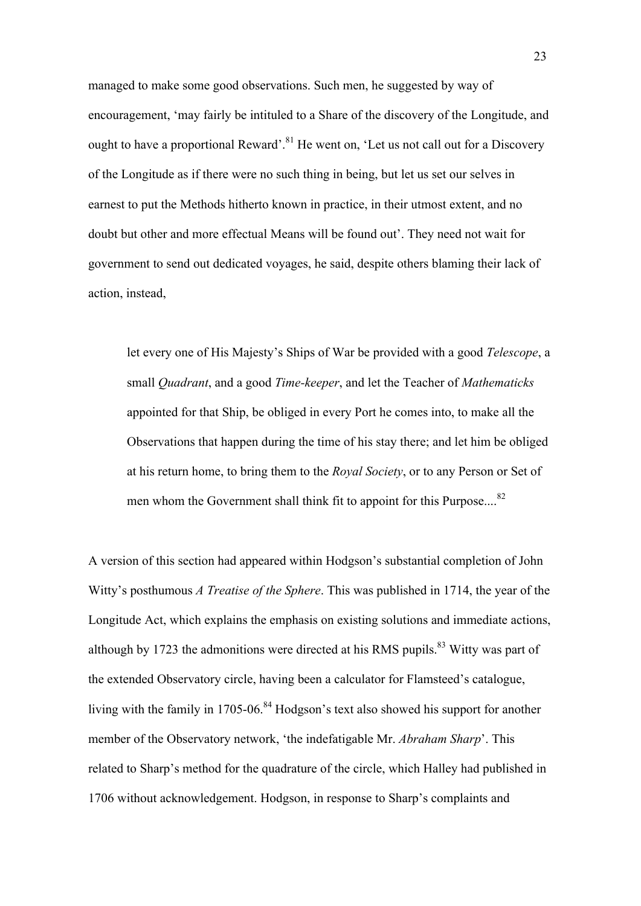managed to make some good observations. Such men, he suggested by way of encouragement, 'may fairly be intituled to a Share of the discovery of the Longitude, and ought to have a proportional Reward'.[81] He went on, 'Let us not call out for a Discovery of the Longitude as if there were no such thing in being, but let us set our selves in earnest to put the Methods hitherto known in practice, in their utmost extent, and no doubt but other and more effectual Means will be found out'. They need not wait for government to send out dedicated voyages, he said, despite others blaming their lack of action, instead,

> let every one of His Majesty's Ships of War be provided with a good *Telescope*, a small *Quadrant*, and a good *Time-keeper*, and let the Teacher of *Mathematicks* appointed for that Ship, be obliged in every Port he comes into, to make all the Observations that happen during the time of his stay there; and let him be obliged at his return home, to bring them to the *Royal Society*, or to any Person or Set of men whom the Government shall think fit to appoint for this Purpose....[82]

A version of this section had appeared within Hodgson's substantial completion of John Witty's posthumous *A Treatise of the Sphere*. This was published in 1714, the year of the Longitude Act, which explains the emphasis on existing solutions and immediate actions, although by 1723 the admonitions were directed at his RMS pupils.[83] Witty was part of the extended Observatory circle, having been a calculator for Flamsteed's catalogue, living with the family in 1705-06.[84] Hodgson's text also showed his support for another member of the Observatory network, 'the indefatigable Mr. *Abraham Sharp*'. This related to Sharp's method for the quadrature of the circle, which Halley had published in 1706 without acknowledgement. Hodgson, in response to Sharp's complaints and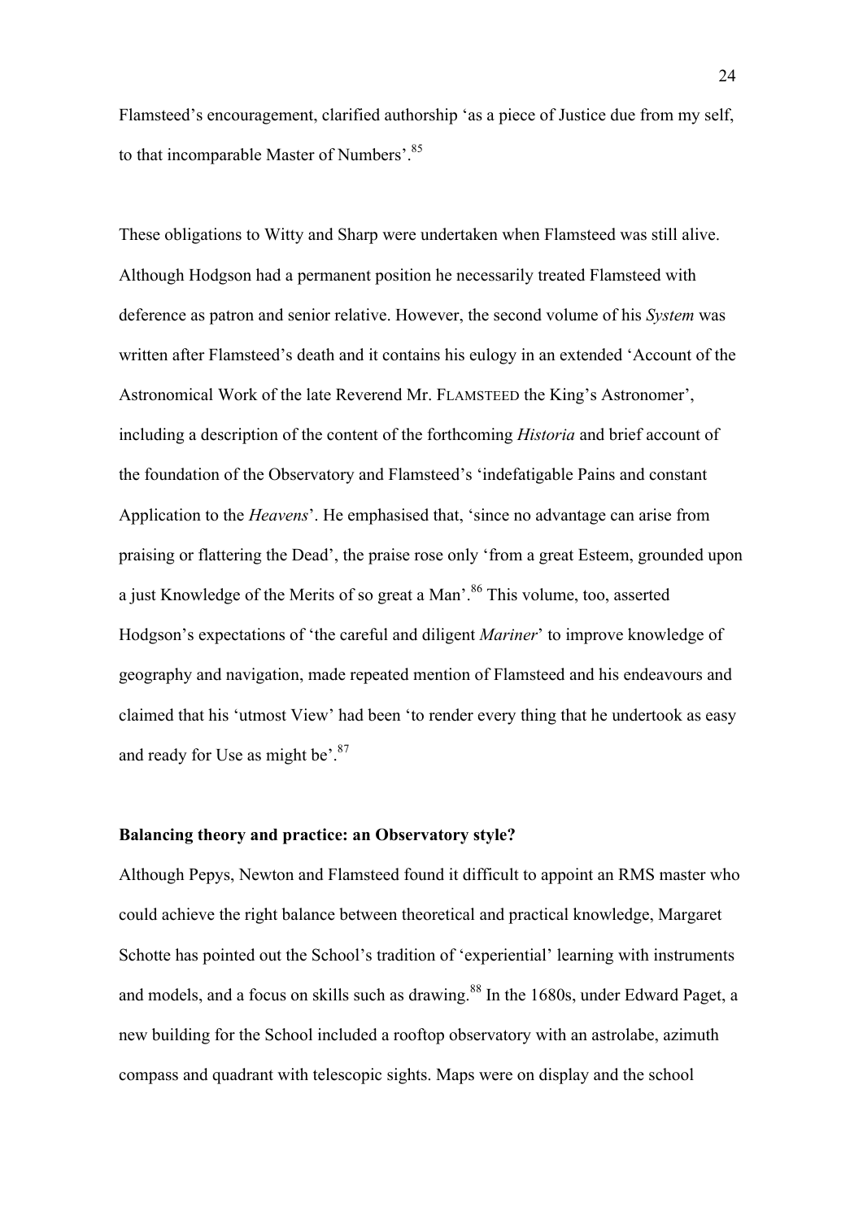Flamsteed's encouragement, clarified authorship 'as a piece of Justice due from my self, to that incomparable Master of Numbers'.[85]

These obligations to Witty and Sharp were undertaken when Flamsteed was still alive. Although Hodgson had a permanent position he necessarily treated Flamsteed with deference as patron and senior relative. However, the second volume of his *System* was written after Flamsteed's death and it contains his eulogy in an extended 'Account of the Astronomical Work of the late Reverend Mr. FLAMSTEED the King's Astronomer', including a description of the content of the forthcoming *Historia* and brief account of the foundation of the Observatory and Flamsteed's 'indefatigable Pains and constant Application to the *Heavens*'. He emphasised that, 'since no advantage can arise from praising or flattering the Dead', the praise rose only 'from a great Esteem, grounded upon a just Knowledge of the Merits of so great a Man'.[86] This volume, too, asserted Hodgson's expectations of 'the careful and diligent *Mariner*' to improve knowledge of geography and navigation, made repeated mention of Flamsteed and his endeavours and claimed that his 'utmost View' had been 'to render every thing that he undertook as easy and ready for Use as might be'.[87]

**Balancing theory and practice: an Observatory style?**

Although Pepys, Newton and Flamsteed found it difficult to appoint an RMS master who could achieve the right balance between theoretical and practical knowledge, Margaret Schotte has pointed out the School's tradition of 'experiential' learning with instruments and models, and a focus on skills such as drawing.[88] In the 1680s, under Edward Paget, a new building for the School included a rooftop observatory with an astrolabe, azimuth compass and quadrant with telescopic sights. Maps were on display and the school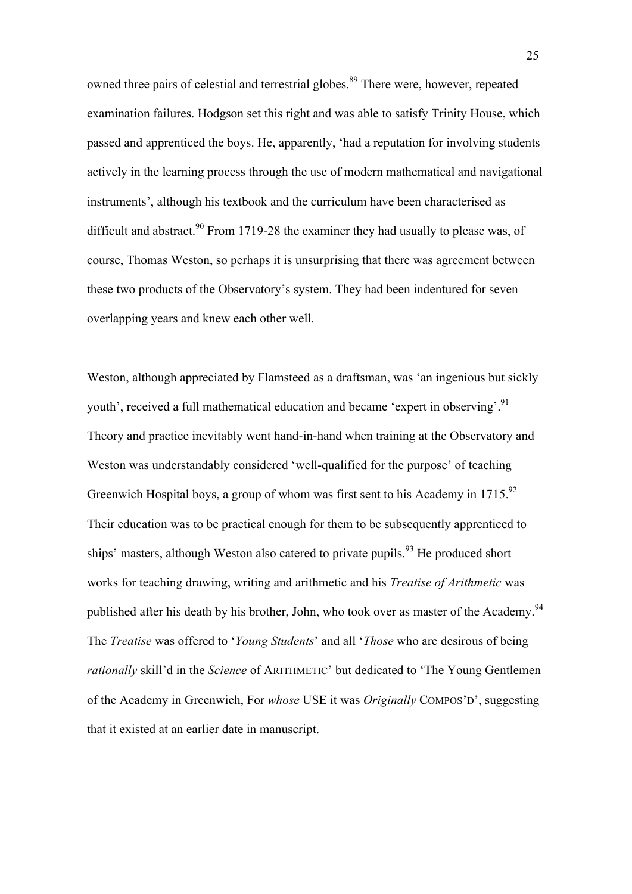owned three pairs of celestial and terrestrial globes.[89] There were, however, repeated examination failures. Hodgson set this right and was able to satisfy Trinity House, which passed and apprenticed the boys. He, apparently, 'had a reputation for involving students actively in the learning process through the use of modern mathematical and navigational instruments', although his textbook and the curriculum have been characterised as difficult and abstract.[90] From 1719-28 the examiner they had usually to please was, of course, Thomas Weston, so perhaps it is unsurprising that there was agreement between these two products of the Observatory's system. They had been indentured for seven overlapping years and knew each other well.

Weston, although appreciated by Flamsteed as a draftsman, was 'an ingenious but sickly youth', received a full mathematical education and became 'expert in observing'.[91] Theory and practice inevitably went hand-in-hand when training at the Observatory and Weston was understandably considered 'well-qualified for the purpose' of teaching Greenwich Hospital boys, a group of whom was first sent to his Academy in 1715.[92] Their education was to be practical enough for them to be subsequently apprenticed to ships' masters, although Weston also catered to private pupils.[93] He produced short works for teaching drawing, writing and arithmetic and his *Treatise of Arithmetic* was published after his death by his brother, John, who took over as master of the Academy.[94] The *Treatise* was offered to '*Young Students*' and all '*Those* who are desirous of being *rationally* skill'd in the *Science* of ARITHMETIC' but dedicated to 'The Young Gentlemen of the Academy in Greenwich, For *whose* USE it was *Originally* COMPOS'D', suggesting that it existed at an earlier date in manuscript.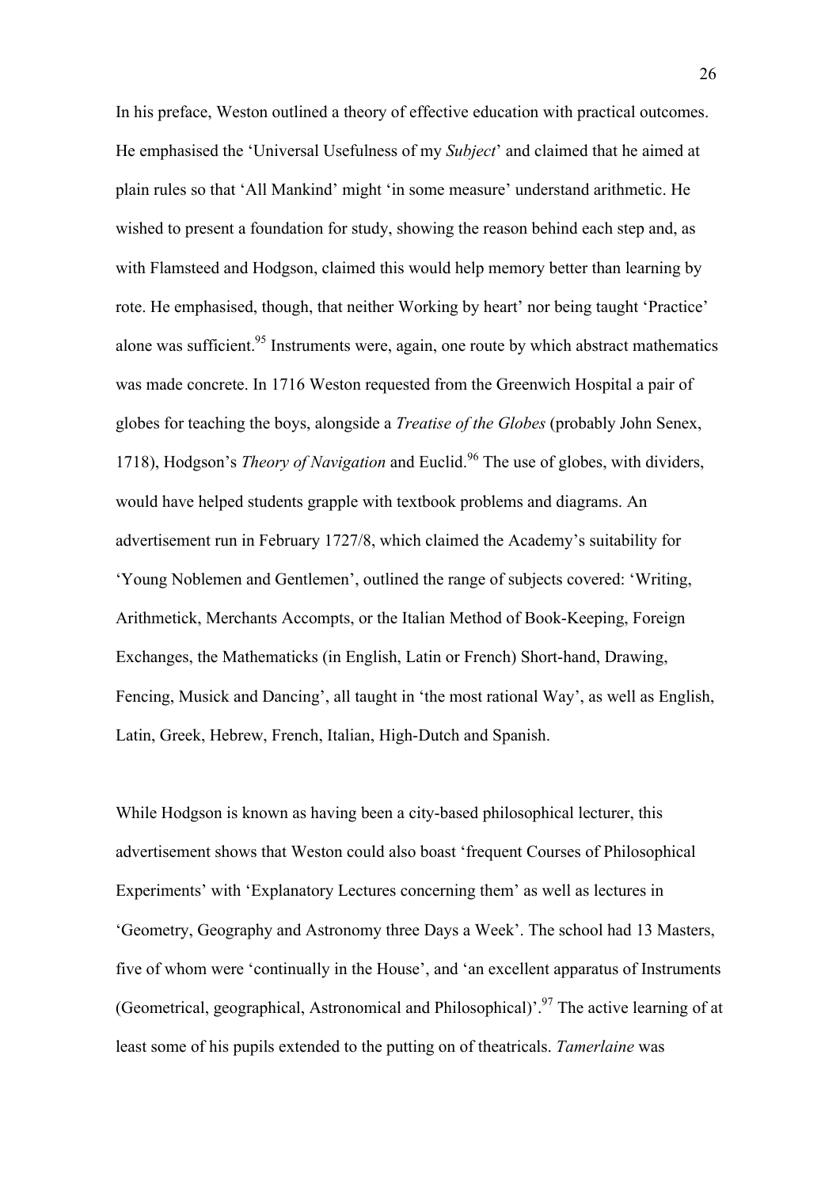In his preface, Weston outlined a theory of effective education with practical outcomes. He emphasised the 'Universal Usefulness of my *Subject*' and claimed that he aimed at plain rules so that 'All Mankind' might 'in some measure' understand arithmetic. He wished to present a foundation for study, showing the reason behind each step and, as with Flamsteed and Hodgson, claimed this would help memory better than learning by rote. He emphasised, though, that neither Working by heart' nor being taught 'Practice' alone was sufficient.[95] Instruments were, again, one route by which abstract mathematics was made concrete. In 1716 Weston requested from the Greenwich Hospital a pair of globes for teaching the boys, alongside a *Treatise of the Globes* (probably John Senex, 1718), Hodgson's *Theory of Navigation* and Euclid.[96] The use of globes, with dividers, would have helped students grapple with textbook problems and diagrams. An advertisement run in February 1727/8, which claimed the Academy's suitability for 'Young Noblemen and Gentlemen', outlined the range of subjects covered: 'Writing, Arithmetick, Merchants Accompts, or the Italian Method of Book-Keeping, Foreign Exchanges, the Mathematicks (in English, Latin or French) Short-hand, Drawing, Fencing, Musick and Dancing', all taught in 'the most rational Way', as well as English, Latin, Greek, Hebrew, French, Italian, High-Dutch and Spanish.

While Hodgson is known as having been a city-based philosophical lecturer, this advertisement shows that Weston could also boast 'frequent Courses of Philosophical Experiments' with 'Explanatory Lectures concerning them' as well as lectures in 'Geometry, Geography and Astronomy three Days a Week'. The school had 13 Masters, five of whom were 'continually in the House', and 'an excellent apparatus of Instruments (Geometrical, geographical, Astronomical and Philosophical)'.[97] The active learning of at least some of his pupils extended to the putting on of theatricals. *Tamerlaine* was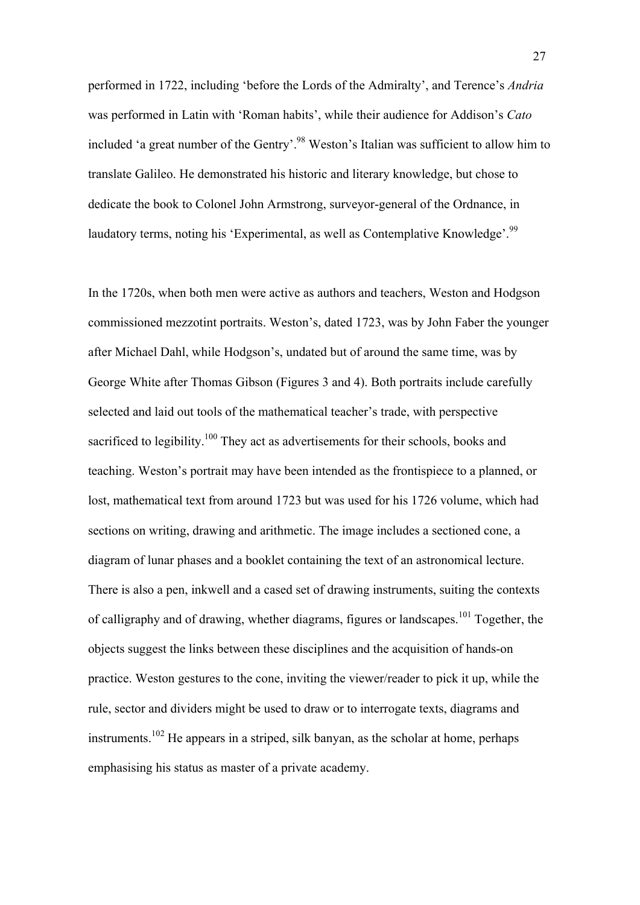performed in 1722, including 'before the Lords of the Admiralty', and Terence's *Andria* was performed in Latin with 'Roman habits', while their audience for Addison's *Cato* included 'a great number of the Gentry'.[98] Weston's Italian was sufficient to allow him to translate Galileo. He demonstrated his historic and literary knowledge, but chose to dedicate the book to Colonel John Armstrong, surveyor-general of the Ordnance, in laudatory terms, noting his 'Experimental, as well as Contemplative Knowledge'.[99]

In the 1720s, when both men were active as authors and teachers, Weston and Hodgson commissioned mezzotint portraits. Weston's, dated 1723, was by John Faber the younger after Michael Dahl, while Hodgson's, undated but of around the same time, was by George White after Thomas Gibson (Figures 3 and 4). Both portraits include carefully selected and laid out tools of the mathematical teacher's trade, with perspective sacrificed to legibility.[100] They act as advertisements for their schools, books and teaching. Weston's portrait may have been intended as the frontispiece to a planned, or lost, mathematical text from around 1723 but was used for his 1726 volume, which had sections on writing, drawing and arithmetic. The image includes a sectioned cone, a diagram of lunar phases and a booklet containing the text of an astronomical lecture. There is also a pen, inkwell and a cased set of drawing instruments, suiting the contexts of calligraphy and of drawing, whether diagrams, figures or landscapes.[101] Together, the objects suggest the links between these disciplines and the acquisition of hands-on practice. Weston gestures to the cone, inviting the viewer/reader to pick it up, while the rule, sector and dividers might be used to draw or to interrogate texts, diagrams and instruments.[102] He appears in a striped, silk banyan, as the scholar at home, perhaps emphasising his status as master of a private academy.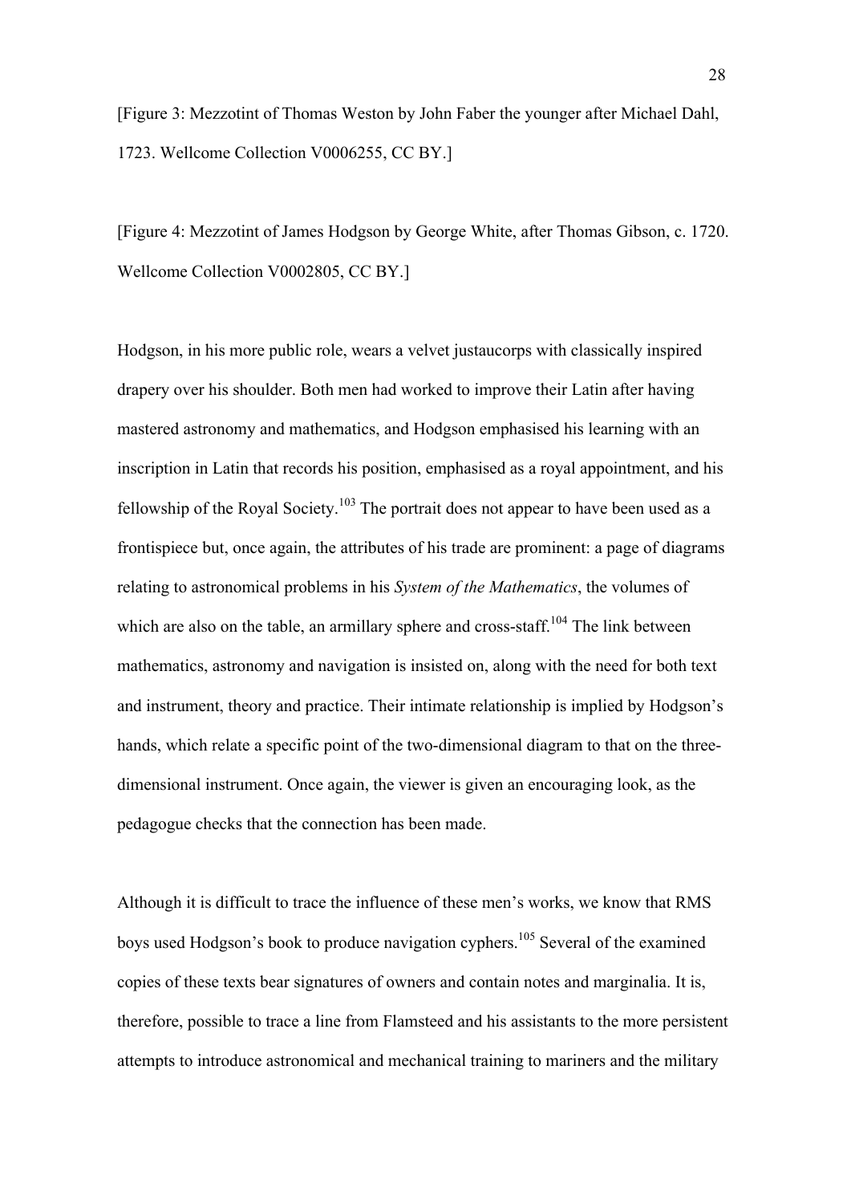[Figure 3: Mezzotint of Thomas Weston by John Faber the younger after Michael Dahl, 1723. Wellcome Collection V0006255, CC BY.]

[Figure 4: Mezzotint of James Hodgson by George White, after Thomas Gibson, c. 1720. Wellcome Collection V0002805, CC BY.]

Hodgson, in his more public role, wears a velvet justaucorps with classically inspired drapery over his shoulder. Both men had worked to improve their Latin after having mastered astronomy and mathematics, and Hodgson emphasised his learning with an inscription in Latin that records his position, emphasised as a royal appointment, and his fellowship of the Royal Society.[103] The portrait does not appear to have been used as a frontispiece but, once again, the attributes of his trade are prominent: a page of diagrams relating to astronomical problems in his *System of the Mathematics*, the volumes of which are also on the table, an armillary sphere and cross-staff.[104] The link between mathematics, astronomy and navigation is insisted on, along with the need for both text and instrument, theory and practice. Their intimate relationship is implied by Hodgson's hands, which relate a specific point of the two-dimensional diagram to that on the three-dimensional instrument. Once again, the viewer is given an encouraging look, as the pedagogue checks that the connection has been made.

Although it is difficult to trace the influence of these men's works, we know that RMS boys used Hodgson's book to produce navigation cyphers.[105] Several of the examined copies of these texts bear signatures of owners and contain notes and marginalia. It is, therefore, possible to trace a line from Flamsteed and his assistants to the more persistent attempts to introduce astronomical and mechanical training to mariners and the military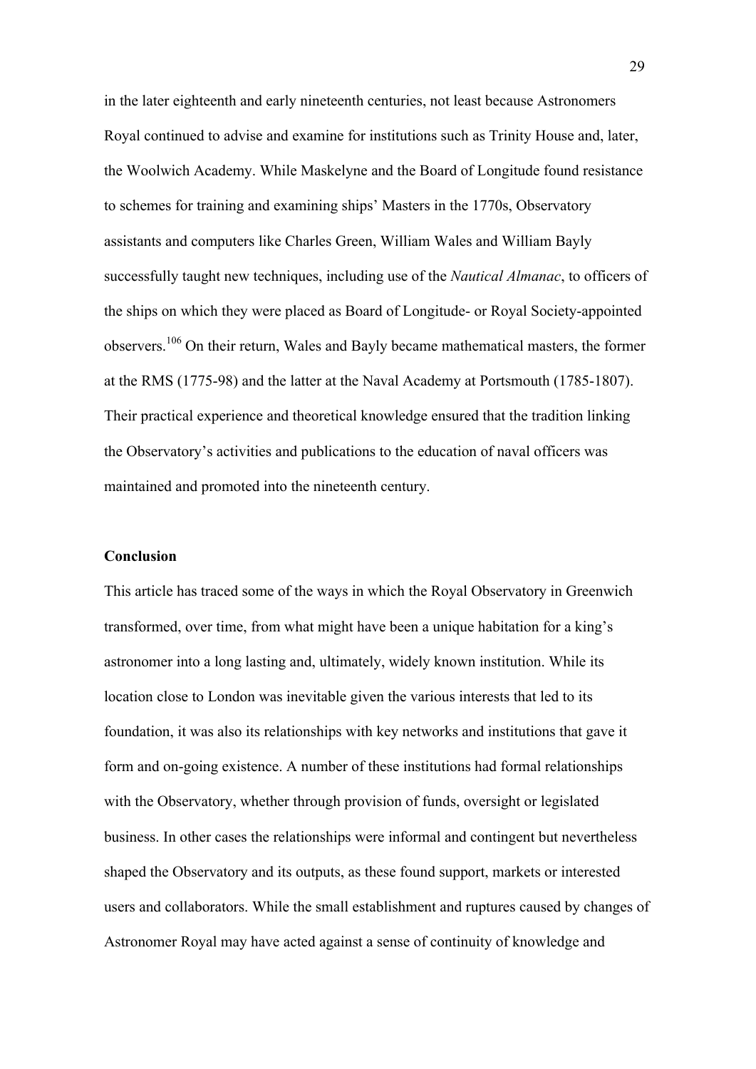in the later eighteenth and early nineteenth centuries, not least because Astronomers Royal continued to advise and examine for institutions such as Trinity House and, later, the Woolwich Academy. While Maskelyne and the Board of Longitude found resistance to schemes for training and examining ships' Masters in the 1770s, Observatory assistants and computers like Charles Green, William Wales and William Bayly successfully taught new techniques, including use of the *Nautical Almanac*, to officers of the ships on which they were placed as Board of Longitude- or Royal Society-appointed observers.[106] On their return, Wales and Bayly became mathematical masters, the former at the RMS (1775-98) and the latter at the Naval Academy at Portsmouth (1785-1807). Their practical experience and theoretical knowledge ensured that the tradition linking the Observatory's activities and publications to the education of naval officers was maintained and promoted into the nineteenth century.

## Conclusion

This article has traced some of the ways in which the Royal Observatory in Greenwich transformed, over time, from what might have been a unique habitation for a king's astronomer into a long lasting and, ultimately, widely known institution. While its location close to London was inevitable given the various interests that led to its foundation, it was also its relationships with key networks and institutions that gave it form and on-going existence. A number of these institutions had formal relationships with the Observatory, whether through provision of funds, oversight or legislated business. In other cases the relationships were informal and contingent but nevertheless shaped the Observatory and its outputs, as these found support, markets or interested users and collaborators. While the small establishment and ruptures caused by changes of Astronomer Royal may have acted against a sense of continuity of knowledge and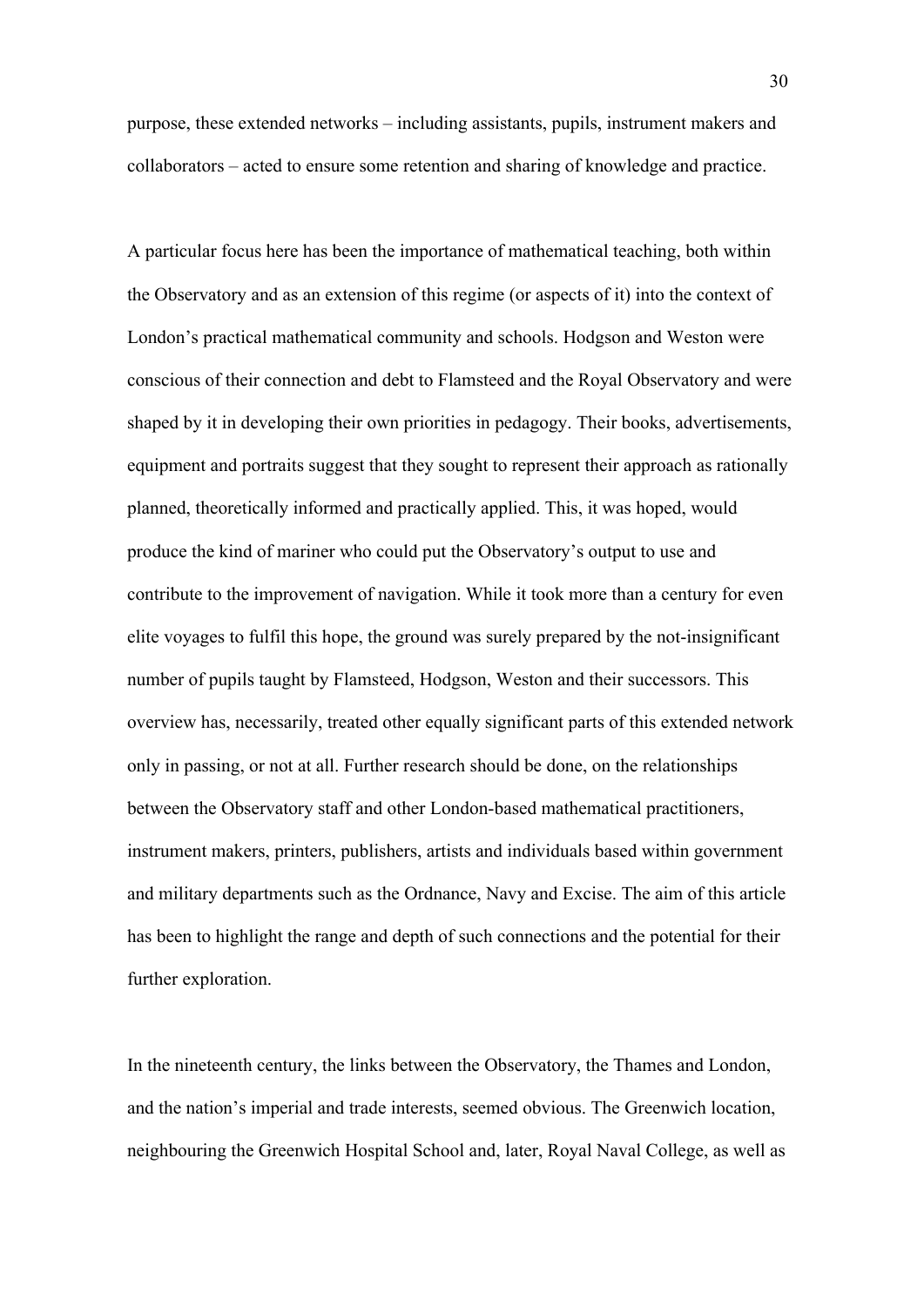purpose, these extended networks – including assistants, pupils, instrument makers and collaborators – acted to ensure some retention and sharing of knowledge and practice.

A particular focus here has been the importance of mathematical teaching, both within the Observatory and as an extension of this regime (or aspects of it) into the context of London's practical mathematical community and schools. Hodgson and Weston were conscious of their connection and debt to Flamsteed and the Royal Observatory and were shaped by it in developing their own priorities in pedagogy. Their books, advertisements, equipment and portraits suggest that they sought to represent their approach as rationally planned, theoretically informed and practically applied. This, it was hoped, would produce the kind of mariner who could put the Observatory's output to use and contribute to the improvement of navigation. While it took more than a century for even elite voyages to fulfil this hope, the ground was surely prepared by the not-insignificant number of pupils taught by Flamsteed, Hodgson, Weston and their successors. This overview has, necessarily, treated other equally significant parts of this extended network only in passing, or not at all. Further research should be done, on the relationships between the Observatory staff and other London-based mathematical practitioners, instrument makers, printers, publishers, artists and individuals based within government and military departments such as the Ordnance, Navy and Excise. The aim of this article has been to highlight the range and depth of such connections and the potential for their further exploration.

In the nineteenth century, the links between the Observatory, the Thames and London, and the nation's imperial and trade interests, seemed obvious. The Greenwich location, neighbouring the Greenwich Hospital School and, later, Royal Naval College, as well as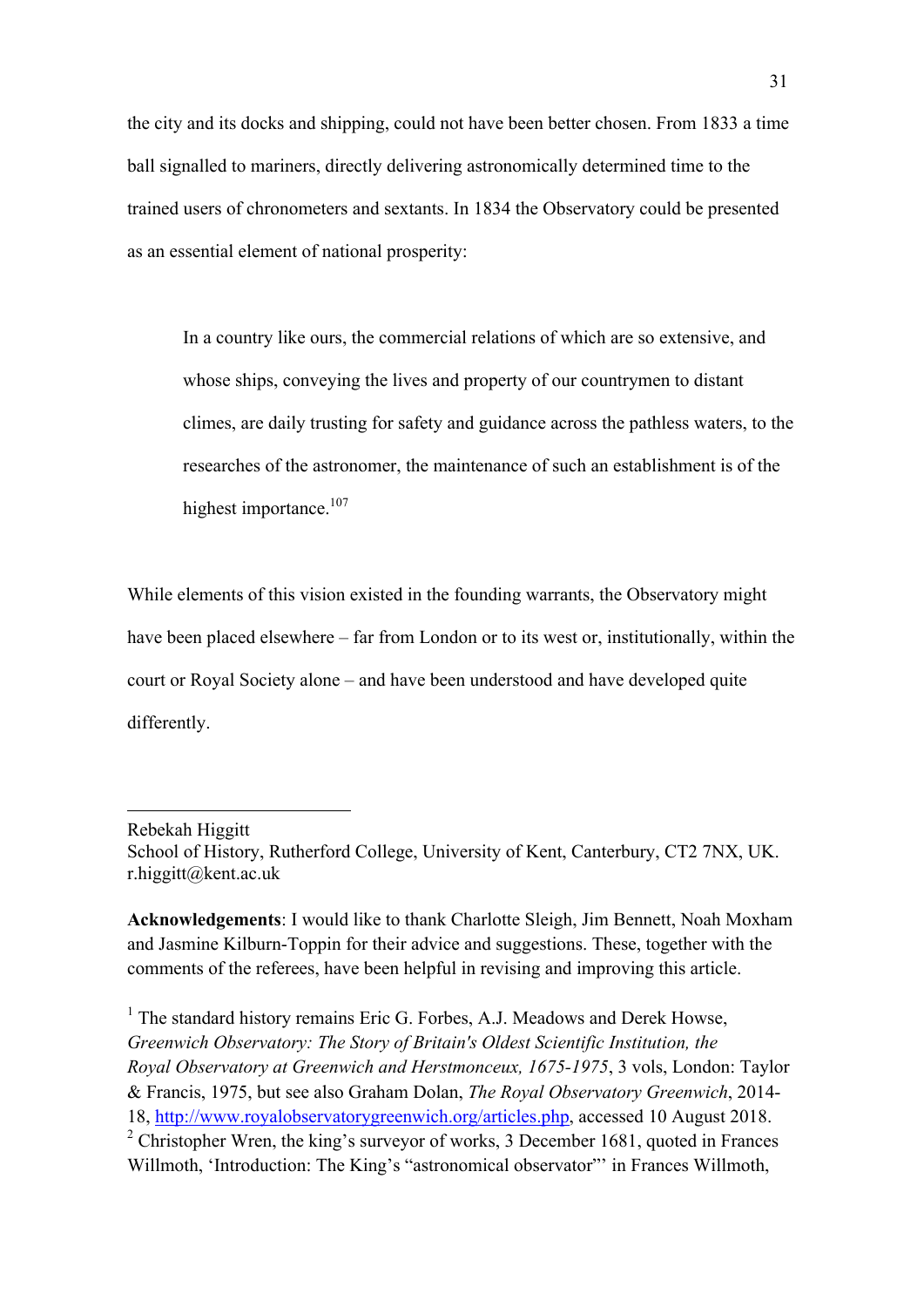the city and its docks and shipping, could not have been better chosen. From 1833 a time ball signalled to mariners, directly delivering astronomically determined time to the trained users of chronometers and sextants. In 1834 the Observatory could be presented as an essential element of national prosperity:

> In a country like ours, the commercial relations of which are so extensive, and whose ships, conveying the lives and property of our countrymen to distant climes, are daily trusting for safety and guidance across the pathless waters, to the researches of the astronomer, the maintenance of such an establishment is of the highest importance.[107]

While elements of this vision existed in the founding warrants, the Observatory might have been placed elsewhere – far from London or to its west or, institutionally, within the court or Royal Society alone – and have been understood and have developed quite differently.

---

Rebekah Higgitt
School of History, Rutherford College, University of Kent, Canterbury, CT2 7NX, UK.
r.higgitt@kent.ac.uk

**Acknowledgements**: I would like to thank Charlotte Sleigh, Jim Bennett, Noah Moxham and Jasmine Kilburn-Toppin for their advice and suggestions. These, together with the comments of the referees, have been helpful in revising and improving this article.

[1] The standard history remains Eric G. Forbes, A.J. Meadows and Derek Howse, *Greenwich Observatory: The Story of Britain's Oldest Scientific Institution, the Royal Observatory at Greenwich and Herstmonceux, 1675-1975*, 3 vols, London: Taylor & Francis, 1975, but see also Graham Dolan, *The Royal Observatory Greenwich*, 2014-18, http://www.royalobservatorygreenwich.org/articles.php, accessed 10 August 2018.

[2] Christopher Wren, the king's surveyor of works, 3 December 1681, quoted in Frances Willmoth, 'Introduction: The King's "astronomical observator"' in Frances Willmoth,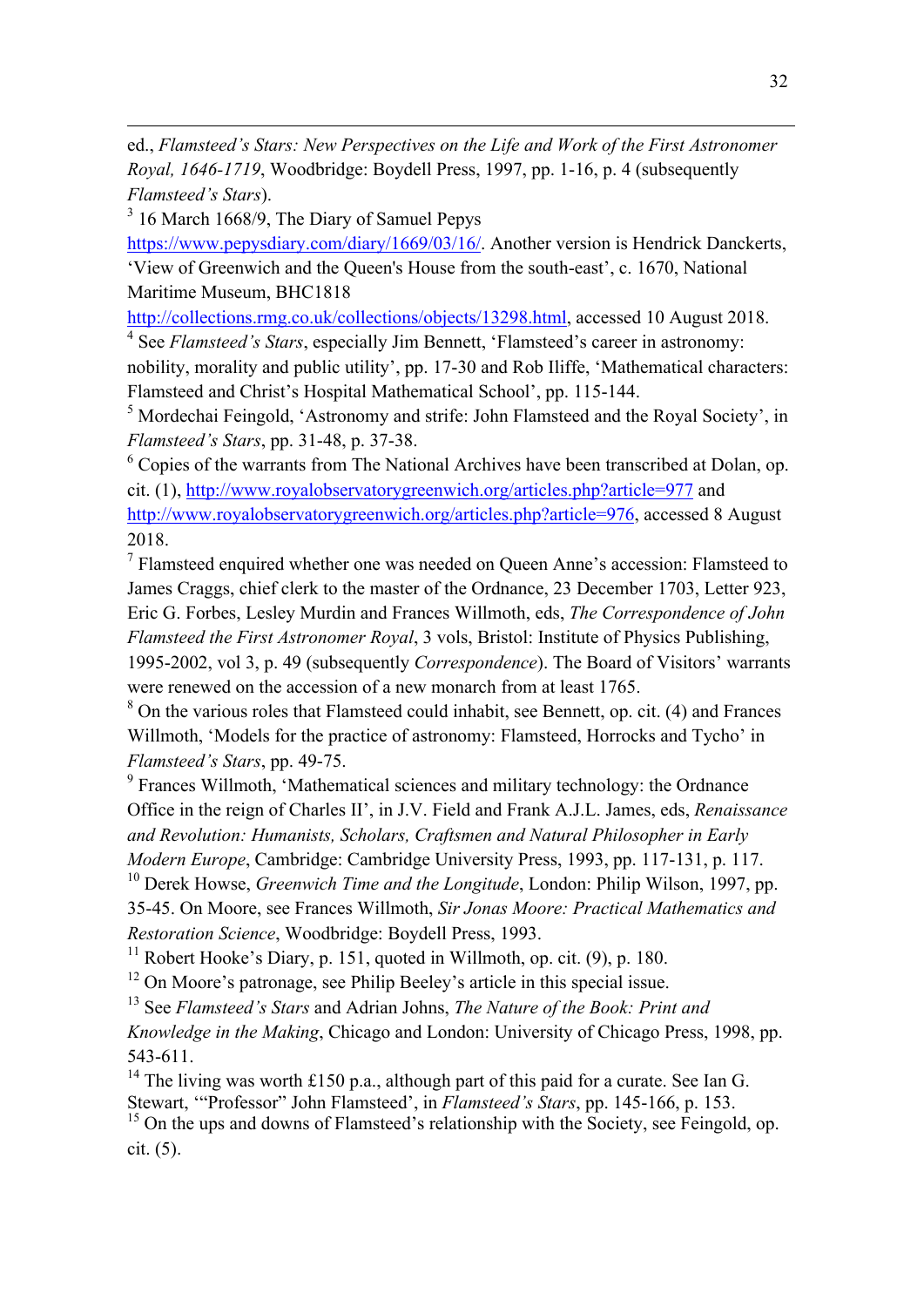ed., *Flamsteed's Stars: New Perspectives on the Life and Work of the First Astronomer Royal, 1646-1719*, Woodbridge: Boydell Press, 1997, pp. 1-16, p. 4 (subsequently *Flamsteed's Stars*).

[3] 16 March 1668/9, The Diary of Samuel Pepys https://www.pepysdiary.com/diary/1669/03/16/. Another version is Hendrick Danckerts, 'View of Greenwich and the Queen's House from the south-east', c. 1670, National Maritime Museum, BHC1818 http://collections.rmg.co.uk/collections/objects/13298.html, accessed 10 August 2018.

[4] See *Flamsteed's Stars*, especially Jim Bennett, 'Flamsteed's career in astronomy: nobility, morality and public utility', pp. 17-30 and Rob Iliffe, 'Mathematical characters: Flamsteed and Christ's Hospital Mathematical School', pp. 115-144.

[5] Mordechai Feingold, 'Astronomy and strife: John Flamsteed and the Royal Society', in *Flamsteed's Stars*, pp. 31-48, p. 37-38.

[6] Copies of the warrants from The National Archives have been transcribed at Dolan, op. cit. (1), http://www.royalobservatorygreenwich.org/articles.php?article=977 and http://www.royalobservatorygreenwich.org/articles.php?article=976, accessed 8 August 2018.

[7] Flamsteed enquired whether one was needed on Queen Anne's accession: Flamsteed to James Craggs, chief clerk to the master of the Ordnance, 23 December 1703, Letter 923, Eric G. Forbes, Lesley Murdin and Frances Willmoth, eds, *The Correspondence of John Flamsteed the First Astronomer Royal*, 3 vols, Bristol: Institute of Physics Publishing, 1995-2002, vol 3, p. 49 (subsequently *Correspondence*). The Board of Visitors' warrants were renewed on the accession of a new monarch from at least 1765.

[8] On the various roles that Flamsteed could inhabit, see Bennett, op. cit. (4) and Frances Willmoth, 'Models for the practice of astronomy: Flamsteed, Horrocks and Tycho' in *Flamsteed's Stars*, pp. 49-75.

[9] Frances Willmoth, 'Mathematical sciences and military technology: the Ordnance Office in the reign of Charles II', in J.V. Field and Frank A.J.L. James, eds, *Renaissance and Revolution: Humanists, Scholars, Craftsmen and Natural Philosopher in Early Modern Europe*, Cambridge: Cambridge University Press, 1993, pp. 117-131, p. 117.

[10] Derek Howse, *Greenwich Time and the Longitude*, London: Philip Wilson, 1997, pp. 35-45. On Moore, see Frances Willmoth, *Sir Jonas Moore: Practical Mathematics and Restoration Science*, Woodbridge: Boydell Press, 1993.

[11] Robert Hooke's Diary, p. 151, quoted in Willmoth, op. cit. (9), p. 180.

[12] On Moore's patronage, see Philip Beeley's article in this special issue.

[13] See *Flamsteed's Stars* and Adrian Johns, *The Nature of the Book: Print and Knowledge in the Making*, Chicago and London: University of Chicago Press, 1998, pp. 543-611.

[14] The living was worth £150 p.a., although part of this paid for a curate. See Ian G. Stewart, '"Professor" John Flamsteed', in *Flamsteed's Stars*, pp. 145-166, p. 153.

[15] On the ups and downs of Flamsteed's relationship with the Society, see Feingold, op. cit. (5).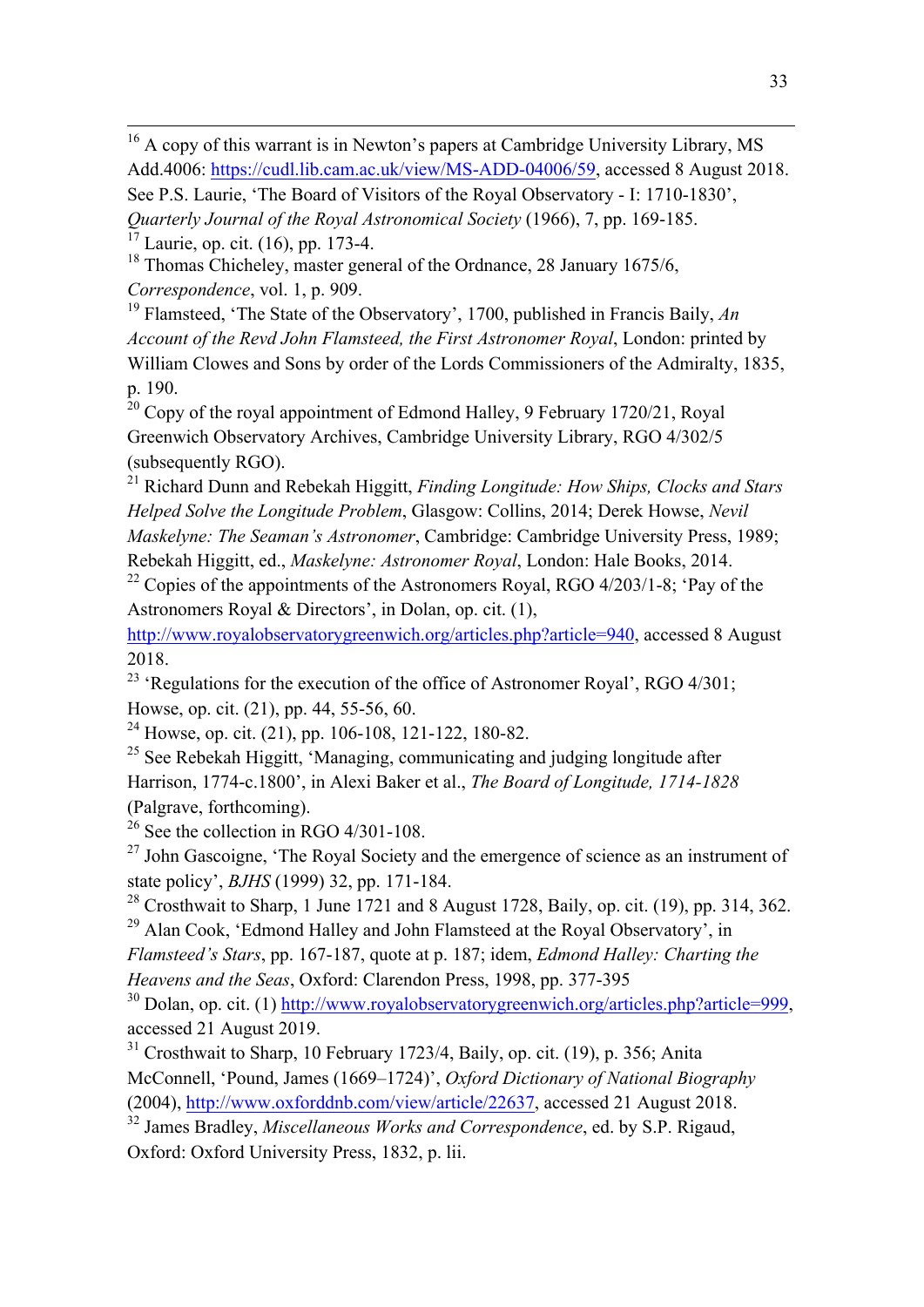[16] A copy of this warrant is in Newton's papers at Cambridge University Library, MS Add.4006: https://cudl.lib.cam.ac.uk/view/MS-ADD-04006/59, accessed 8 August 2018. See P.S. Laurie, 'The Board of Visitors of the Royal Observatory - I: 1710-1830', *Quarterly Journal of the Royal Astronomical Society* (1966), 7, pp. 169-185.

[17] Laurie, op. cit. (16), pp. 173-4.

[18] Thomas Chicheley, master general of the Ordnance, 28 January 1675/6, *Correspondence*, vol. 1, p. 909.

[19] Flamsteed, 'The State of the Observatory', 1700, published in Francis Baily, *An Account of the Revd John Flamsteed, the First Astronomer Royal*, London: printed by William Clowes and Sons by order of the Lords Commissioners of the Admiralty, 1835, p. 190.

[20] Copy of the royal appointment of Edmond Halley, 9 February 1720/21, Royal Greenwich Observatory Archives, Cambridge University Library, RGO 4/302/5 (subsequently RGO).

[21] Richard Dunn and Rebekah Higgitt, *Finding Longitude: How Ships, Clocks and Stars Helped Solve the Longitude Problem*, Glasgow: Collins, 2014; Derek Howse, *Nevil Maskelyne: The Seaman's Astronomer*, Cambridge: Cambridge University Press, 1989; Rebekah Higgitt, ed., *Maskelyne: Astronomer Royal*, London: Hale Books, 2014.

[22] Copies of the appointments of the Astronomers Royal, RGO 4/203/1-8; 'Pay of the Astronomers Royal & Directors', in Dolan, op. cit. (1), http://www.royalobservatorygreenwich.org/articles.php?article=940, accessed 8 August 2018.

[23] 'Regulations for the execution of the office of Astronomer Royal', RGO 4/301; Howse, op. cit. (21), pp. 44, 55-56, 60.

[24] Howse, op. cit. (21), pp. 106-108, 121-122, 180-82.

[25] See Rebekah Higgitt, 'Managing, communicating and judging longitude after Harrison, 1774-c.1800', in Alexi Baker et al., *The Board of Longitude, 1714-1828* (Palgrave, forthcoming).

[26] See the collection in RGO 4/301-108.

[27] John Gascoigne, 'The Royal Society and the emergence of science as an instrument of state policy', *BJHS* (1999) 32, pp. 171-184.

[28] Crosthwait to Sharp, 1 June 1721 and 8 August 1728, Baily, op. cit. (19), pp. 314, 362.

[29] Alan Cook, 'Edmond Halley and John Flamsteed at the Royal Observatory', in *Flamsteed's Stars*, pp. 167-187, quote at p. 187; idem, *Edmond Halley: Charting the Heavens and the Seas*, Oxford: Clarendon Press, 1998, pp. 377-395

[30] Dolan, op. cit. (1) http://www.royalobservatorygreenwich.org/articles.php?article=999, accessed 21 August 2019.

[31] Crosthwait to Sharp, 10 February 1723/4, Baily, op. cit. (19), p. 356; Anita McConnell, 'Pound, James (1669–1724)', *Oxford Dictionary of National Biography* (2004), http://www.oxforddnb.com/view/article/22637, accessed 21 August 2018.

[32] James Bradley, *Miscellaneous Works and Correspondence*, ed. by S.P. Rigaud, Oxford: Oxford University Press, 1832, p. lii.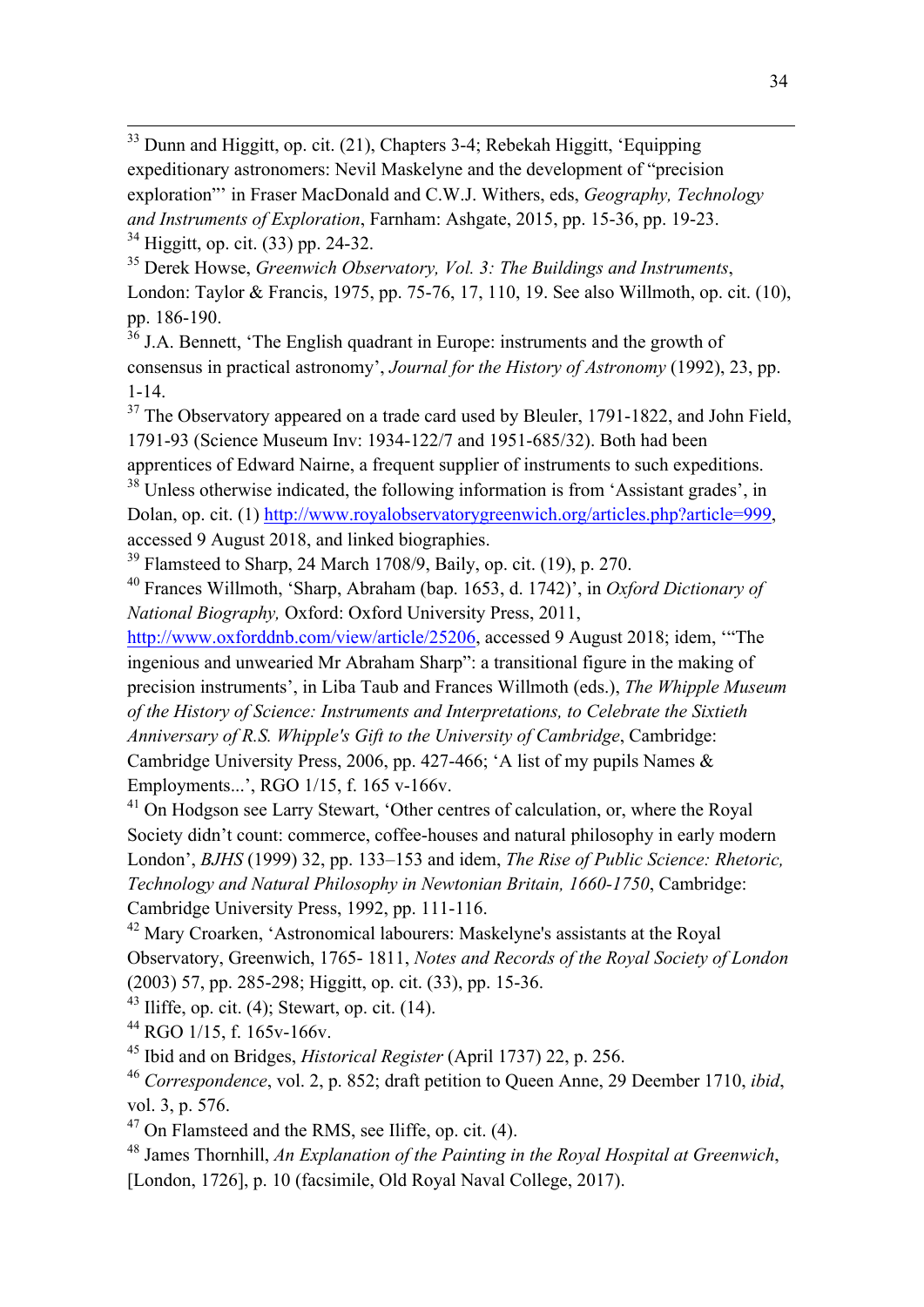[33] Dunn and Higgitt, op. cit. (21), Chapters 3-4; Rebekah Higgitt, 'Equipping expeditionary astronomers: Nevil Maskelyne and the development of "precision exploration"' in Fraser MacDonald and C.W.J. Withers, eds, *Geography, Technology and Instruments of Exploration*, Farnham: Ashgate, 2015, pp. 15-36, pp. 19-23.

[34] Higgitt, op. cit. (33) pp. 24-32.

[35] Derek Howse, *Greenwich Observatory, Vol. 3: The Buildings and Instruments*, London: Taylor & Francis, 1975, pp. 75-76, 17, 110, 19. See also Willmoth, op. cit. (10), pp. 186-190.

[36] J.A. Bennett, 'The English quadrant in Europe: instruments and the growth of consensus in practical astronomy', *Journal for the History of Astronomy* (1992), 23, pp. 1-14.

[37] The Observatory appeared on a trade card used by Bleuler, 1791-1822, and John Field, 1791-93 (Science Museum Inv: 1934-122/7 and 1951-685/32). Both had been apprentices of Edward Nairne, a frequent supplier of instruments to such expeditions.

[38] Unless otherwise indicated, the following information is from 'Assistant grades', in Dolan, op. cit. (1) http://www.royalobservatorygreenwich.org/articles.php?article=999, accessed 9 August 2018, and linked biographies.

[39] Flamsteed to Sharp, 24 March 1708/9, Baily, op. cit. (19), p. 270.

[40] Frances Willmoth, 'Sharp, Abraham (bap. 1653, d. 1742)', in *Oxford Dictionary of National Biography,* Oxford: Oxford University Press, 2011, http://www.oxforddnb.com/view/article/25206, accessed 9 August 2018; idem, '"The ingenious and unwearied Mr Abraham Sharp": a transitional figure in the making of precision instruments', in Liba Taub and Frances Willmoth (eds.), *The Whipple Museum of the History of Science: Instruments and Interpretations, to Celebrate the Sixtieth Anniversary of R.S. Whipple's Gift to the University of Cambridge*, Cambridge: Cambridge University Press, 2006, pp. 427-466; 'A list of my pupils Names & Employments...', RGO 1/15, f. 165 v-166v.

[41] On Hodgson see Larry Stewart, 'Other centres of calculation, or, where the Royal Society didn't count: commerce, coffee-houses and natural philosophy in early modern London', *BJHS* (1999) 32, pp. 133–153 and idem, *The Rise of Public Science: Rhetoric, Technology and Natural Philosophy in Newtonian Britain, 1660-1750*, Cambridge: Cambridge University Press, 1992, pp. 111-116.

[42] Mary Croarken, 'Astronomical labourers: Maskelyne's assistants at the Royal Observatory, Greenwich, 1765- 1811, *Notes and Records of the Royal Society of London* (2003) 57, pp. 285-298; Higgitt, op. cit. (33), pp. 15-36.

[43] Iliffe, op. cit. (4); Stewart, op. cit. (14).

[44] RGO 1/15, f. 165v-166v.

[45] Ibid and on Bridges, *Historical Register* (April 1737) 22, p. 256.

[46] *Correspondence*, vol. 2, p. 852; draft petition to Queen Anne, 29 Deember 1710, *ibid*, vol. 3, p. 576.

[47] On Flamsteed and the RMS, see Iliffe, op. cit. (4).

[48] James Thornhill, *An Explanation of the Painting in the Royal Hospital at Greenwich*, [London, 1726], p. 10 (facsimile, Old Royal Naval College, 2017).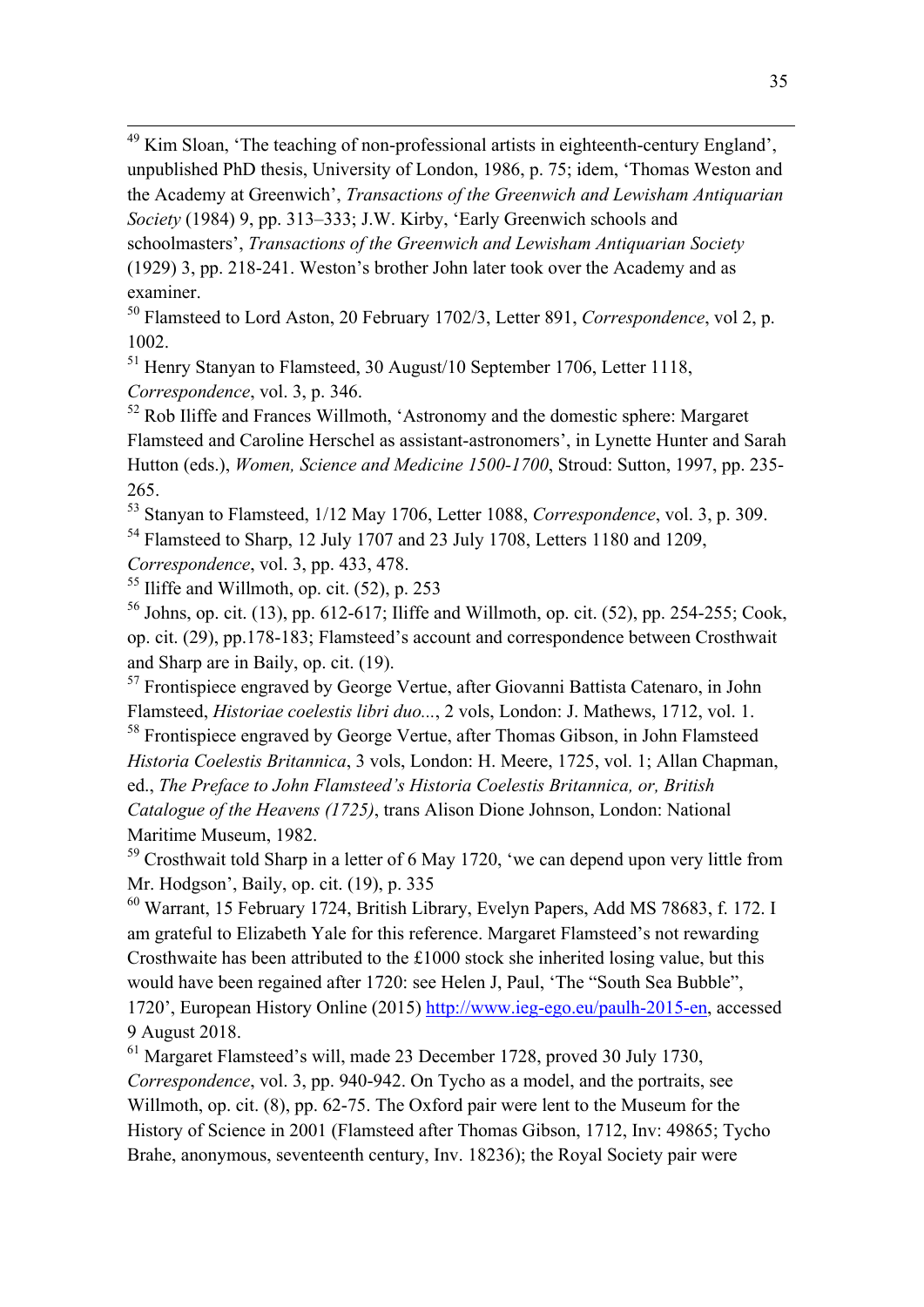[49] Kim Sloan, 'The teaching of non-professional artists in eighteenth-century England', unpublished PhD thesis, University of London, 1986, p. 75; idem, 'Thomas Weston and the Academy at Greenwich', *Transactions of the Greenwich and Lewisham Antiquarian Society* (1984) 9, pp. 313–333; J.W. Kirby, 'Early Greenwich schools and schoolmasters', *Transactions of the Greenwich and Lewisham Antiquarian Society* (1929) 3, pp. 218-241. Weston's brother John later took over the Academy and as examiner.

[50] Flamsteed to Lord Aston, 20 February 1702/3, Letter 891, *Correspondence*, vol 2, p. 1002.

[51] Henry Stanyan to Flamsteed, 30 August/10 September 1706, Letter 1118, *Correspondence*, vol. 3, p. 346.

[52] Rob Iliffe and Frances Willmoth, 'Astronomy and the domestic sphere: Margaret Flamsteed and Caroline Herschel as assistant-astronomers', in Lynette Hunter and Sarah Hutton (eds.), *Women, Science and Medicine 1500-1700*, Stroud: Sutton, 1997, pp. 235-265.

[53] Stanyan to Flamsteed, 1/12 May 1706, Letter 1088, *Correspondence*, vol. 3, p. 309.

[54] Flamsteed to Sharp, 12 July 1707 and 23 July 1708, Letters 1180 and 1209, *Correspondence*, vol. 3, pp. 433, 478.

[55] Iliffe and Willmoth, op. cit. (52), p. 253

[56] Johns, op. cit. (13), pp. 612-617; Iliffe and Willmoth, op. cit. (52), pp. 254-255; Cook, op. cit. (29), pp.178-183; Flamsteed's account and correspondence between Crosthwait and Sharp are in Baily, op. cit. (19).

[57] Frontispiece engraved by George Vertue, after Giovanni Battista Catenaro, in John Flamsteed, *Historiae coelestis libri duo...*, 2 vols, London: J. Mathews, 1712, vol. 1.

[58] Frontispiece engraved by George Vertue, after Thomas Gibson, in John Flamsteed *Historia Coelestis Britannica*, 3 vols, London: H. Meere, 1725, vol. 1; Allan Chapman, ed., *The Preface to John Flamsteed's Historia Coelestis Britannica, or, British Catalogue of the Heavens (1725)*, trans Alison Dione Johnson, London: National Maritime Museum, 1982.

[59] Crosthwait told Sharp in a letter of 6 May 1720, 'we can depend upon very little from Mr. Hodgson', Baily, op. cit. (19), p. 335

[60] Warrant, 15 February 1724, British Library, Evelyn Papers, Add MS 78683, f. 172. I am grateful to Elizabeth Yale for this reference. Margaret Flamsteed's not rewarding Crosthwaite has been attributed to the £1000 stock she inherited losing value, but this would have been regained after 1720: see Helen J, Paul, 'The "South Sea Bubble", 1720', European History Online (2015) http://www.ieg-ego.eu/paulh-2015-en, accessed 9 August 2018.

[61] Margaret Flamsteed's will, made 23 December 1728, proved 30 July 1730, *Correspondence*, vol. 3, pp. 940-942. On Tycho as a model, and the portraits, see Willmoth, op. cit. (8), pp. 62-75. The Oxford pair were lent to the Museum for the History of Science in 2001 (Flamsteed after Thomas Gibson, 1712, Inv: 49865; Tycho Brahe, anonymous, seventeenth century, Inv. 18236); the Royal Society pair were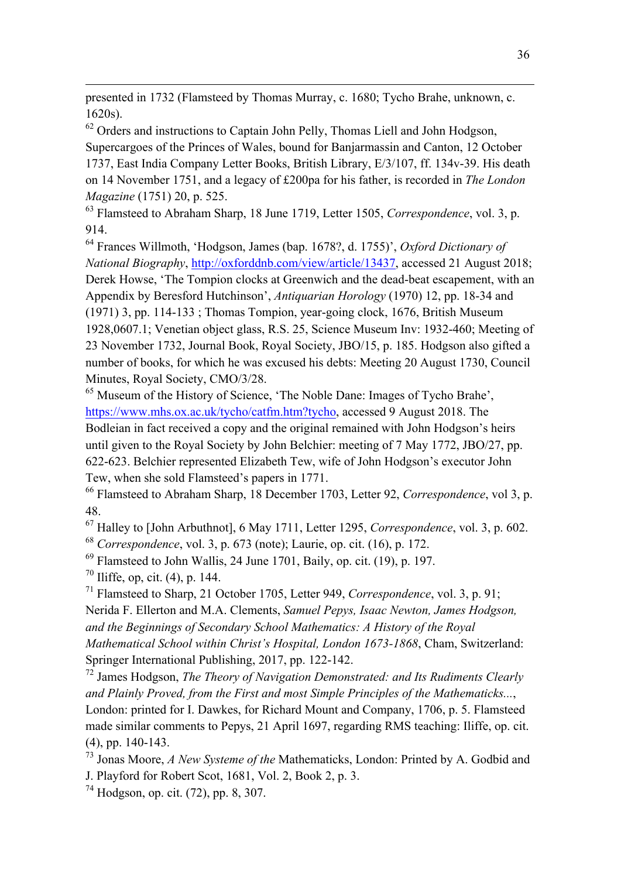presented in 1732 (Flamsteed by Thomas Murray, c. 1680; Tycho Brahe, unknown, c. 1620s).

[62] Orders and instructions to Captain John Pelly, Thomas Liell and John Hodgson, Supercargoes of the Princes of Wales, bound for Banjarmassin and Canton, 12 October 1737, East India Company Letter Books, British Library, E/3/107, ff. 134v-39. His death on 14 November 1751, and a legacy of £200pa for his father, is recorded in *The London Magazine* (1751) 20, p. 525.

[63] Flamsteed to Abraham Sharp, 18 June 1719, Letter 1505, *Correspondence*, vol. 3, p. 914.

[64] Frances Willmoth, 'Hodgson, James (bap. 1678?, d. 1755)', *Oxford Dictionary of National Biography*, http://oxforddnb.com/view/article/13437, accessed 21 August 2018; Derek Howse, 'The Tompion clocks at Greenwich and the dead-beat escapement, with an Appendix by Beresford Hutchinson', *Antiquarian Horology* (1970) 12, pp. 18-34 and (1971) 3, pp. 114-133 ; Thomas Tompion, year-going clock, 1676, British Museum 1928,0607.1; Venetian object glass, R.S. 25, Science Museum Inv: 1932-460; Meeting of 23 November 1732, Journal Book, Royal Society, JBO/15, p. 185. Hodgson also gifted a number of books, for which he was excused his debts: Meeting 20 August 1730, Council Minutes, Royal Society, CMO/3/28.

[65] Museum of the History of Science, 'The Noble Dane: Images of Tycho Brahe', https://www.mhs.ox.ac.uk/tycho/catfm.htm?tycho, accessed 9 August 2018. The Bodleian in fact received a copy and the original remained with John Hodgson's heirs until given to the Royal Society by John Belchier: meeting of 7 May 1772, JBO/27, pp. 622-623. Belchier represented Elizabeth Tew, wife of John Hodgson's executor John Tew, when she sold Flamsteed's papers in 1771.

[66] Flamsteed to Abraham Sharp, 18 December 1703, Letter 92, *Correspondence*, vol 3, p. 48.

[67] Halley to [John Arbuthnot], 6 May 1711, Letter 1295, *Correspondence*, vol. 3, p. 602.

[68] *Correspondence*, vol. 3, p. 673 (note); Laurie, op. cit. (16), p. 172.

[69] Flamsteed to John Wallis, 24 June 1701, Baily, op. cit. (19), p. 197.

[70] Iliffe, op, cit. (4), p. 144.

[71] Flamsteed to Sharp, 21 October 1705, Letter 949, *Correspondence*, vol. 3, p. 91; Nerida F. Ellerton and M.A. Clements, *Samuel Pepys, Isaac Newton, James Hodgson, and the Beginnings of Secondary School Mathematics: A History of the Royal Mathematical School within Christ's Hospital, London 1673-1868*, Cham, Switzerland: Springer International Publishing, 2017, pp. 122-142.

[72] James Hodgson, *The Theory of Navigation Demonstrated: and Its Rudiments Clearly and Plainly Proved, from the First and most Simple Principles of the Mathematicks...*, London: printed for I. Dawkes, for Richard Mount and Company, 1706, p. 5. Flamsteed made similar comments to Pepys, 21 April 1697, regarding RMS teaching: Iliffe, op. cit. (4), pp. 140-143.

[73] Jonas Moore, *A New Systeme of the* Mathematicks, London: Printed by A. Godbid and J. Playford for Robert Scot, 1681, Vol. 2, Book 2, p. 3.

[74] Hodgson, op. cit. (72), pp. 8, 307.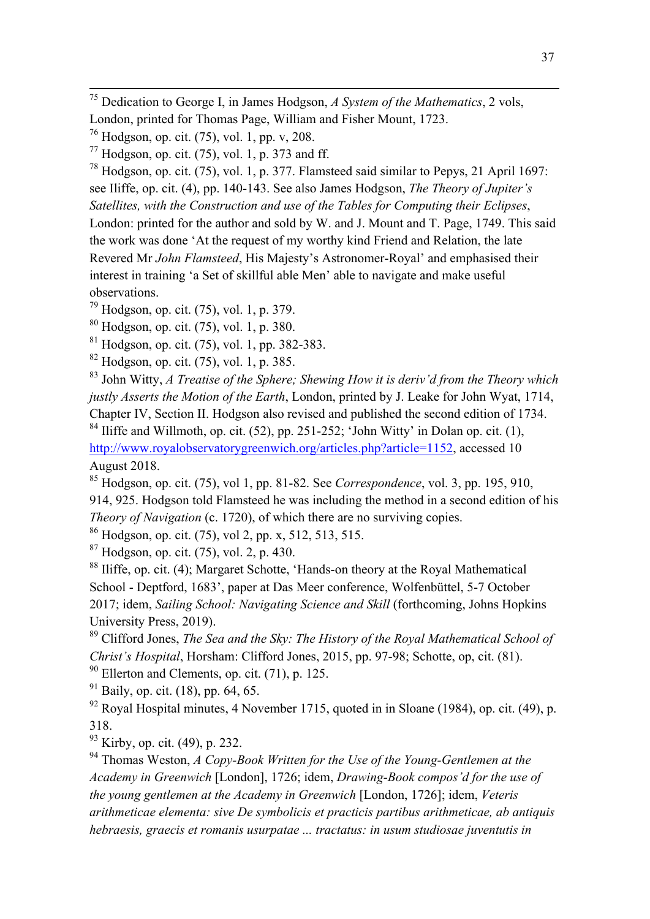[75] Dedication to George I, in James Hodgson, *A System of the Mathematics*, 2 vols, London, printed for Thomas Page, William and Fisher Mount, 1723.

[76] Hodgson, op. cit. (75), vol. 1, pp. v, 208.

[77] Hodgson, op. cit. (75), vol. 1, p. 373 and ff.

[78] Hodgson, op. cit. (75), vol. 1, p. 377. Flamsteed said similar to Pepys, 21 April 1697: see Iliffe, op. cit. (4), pp. 140-143. See also James Hodgson, *The Theory of Jupiter's Satellites, with the Construction and use of the Tables for Computing their Eclipses*, London: printed for the author and sold by W. and J. Mount and T. Page, 1749. This said the work was done 'At the request of my worthy kind Friend and Relation, the late Revered Mr *John Flamsteed*, His Majesty's Astronomer-Royal' and emphasised their interest in training 'a Set of skillful able Men' able to navigate and make useful observations.

[79] Hodgson, op. cit. (75), vol. 1, p. 379.

[80] Hodgson, op. cit. (75), vol. 1, p. 380.

[81] Hodgson, op. cit. (75), vol. 1, pp. 382-383.

[82] Hodgson, op. cit. (75), vol. 1, p. 385.

[83] John Witty, *A Treatise of the Sphere; Shewing How it is deriv'd from the Theory which justly Asserts the Motion of the Earth*, London, printed by J. Leake for John Wyat, 1714, Chapter IV, Section II. Hodgson also revised and published the second edition of 1734.

[84] Iliffe and Willmoth, op. cit. (52), pp. 251-252; 'John Witty' in Dolan op. cit. (1), http://www.royalobservatorygreenwich.org/articles.php?article=1152, accessed 10 August 2018.

[85] Hodgson, op. cit. (75), vol 1, pp. 81-82. See *Correspondence*, vol. 3, pp. 195, 910, 914, 925. Hodgson told Flamsteed he was including the method in a second edition of his *Theory of Navigation* (c. 1720), of which there are no surviving copies.

[86] Hodgson, op. cit. (75), vol 2, pp. x, 512, 513, 515.

[87] Hodgson, op. cit. (75), vol. 2, p. 430.

[88] Iliffe, op. cit. (4); Margaret Schotte, 'Hands-on theory at the Royal Mathematical School - Deptford, 1683', paper at Das Meer conference, Wolfenbüttel, 5-7 October 2017; idem, *Sailing School: Navigating Science and Skill* (forthcoming, Johns Hopkins University Press, 2019).

[89] Clifford Jones, *The Sea and the Sky: The History of the Royal Mathematical School of Christ's Hospital*, Horsham: Clifford Jones, 2015, pp. 97-98; Schotte, op, cit. (81).

[90] Ellerton and Clements, op. cit. (71), p. 125.

[91] Baily, op. cit. (18), pp. 64, 65.

[92] Royal Hospital minutes, 4 November 1715, quoted in in Sloane (1984), op. cit. (49), p. 318.

[93] Kirby, op. cit. (49), p. 232.

[94] Thomas Weston, *A Copy-Book Written for the Use of the Young-Gentlemen at the Academy in Greenwich* [London], 1726; idem, *Drawing-Book compos'd for the use of the young gentlemen at the Academy in Greenwich* [London, 1726]; idem, *Veteris arithmeticae elementa: sive De symbolicis et practicis partibus arithmeticae, ab antiquis hebraesis, graecis et romanis usurpatae ... tractatus: in usum studiosae juventutis in*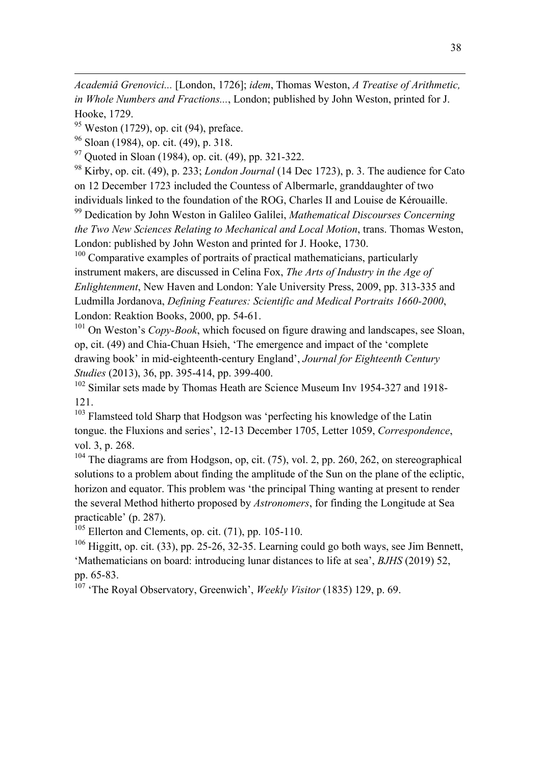*Academiâ Grenovici...* [London, 1726]; *idem*, Thomas Weston, *A Treatise of Arithmetic, in Whole Numbers and Fractions...*, London; published by John Weston, printed for J. Hooke, 1729.

[95] Weston (1729), op. cit (94), preface.

[96] Sloan (1984), op. cit. (49), p. 318.

[97] Quoted in Sloan (1984), op. cit. (49), pp. 321-322.

[98] Kirby, op. cit. (49), p. 233; *London Journal* (14 Dec 1723), p. 3. The audience for Cato on 12 December 1723 included the Countess of Albermarle, granddaughter of two individuals linked to the foundation of the ROG, Charles II and Louise de Kérouaille.

[99] Dedication by John Weston in Galileo Galilei, *Mathematical Discourses Concerning the Two New Sciences Relating to Mechanical and Local Motion*, trans. Thomas Weston, London: published by John Weston and printed for J. Hooke, 1730.

[100] Comparative examples of portraits of practical mathematicians, particularly instrument makers, are discussed in Celina Fox, *The Arts of Industry in the Age of Enlightenment*, New Haven and London: Yale University Press, 2009, pp. 313-335 and Ludmilla Jordanova, *Defining Features: Scientific and Medical Portraits 1660-2000*, London: Reaktion Books, 2000, pp. 54-61.

[101] On Weston's *Copy-Book*, which focused on figure drawing and landscapes, see Sloan, op, cit. (49) and Chia-Chuan Hsieh, 'The emergence and impact of the 'complete drawing book' in mid-eighteenth-century England', *Journal for Eighteenth Century Studies* (2013), 36, pp. 395-414, pp. 399-400.

[102] Similar sets made by Thomas Heath are Science Museum Inv 1954-327 and 1918-121.

[103] Flamsteed told Sharp that Hodgson was 'perfecting his knowledge of the Latin tongue. the Fluxions and series', 12-13 December 1705, Letter 1059, *Correspondence*, vol. 3, p. 268.

[104] The diagrams are from Hodgson, op, cit. (75), vol. 2, pp. 260, 262, on stereographical solutions to a problem about finding the amplitude of the Sun on the plane of the ecliptic, horizon and equator. This problem was 'the principal Thing wanting at present to render the several Method hitherto proposed by *Astronomers*, for finding the Longitude at Sea practicable' (p. 287).

[105] Ellerton and Clements, op. cit. (71), pp. 105-110.

[106] Higgitt, op. cit. (33), pp. 25-26, 32-35. Learning could go both ways, see Jim Bennett, 'Mathematicians on board: introducing lunar distances to life at sea', *BJHS* (2019) 52, pp. 65-83.

[107] 'The Royal Observatory, Greenwich', *Weekly Visitor* (1835) 129, p. 69.